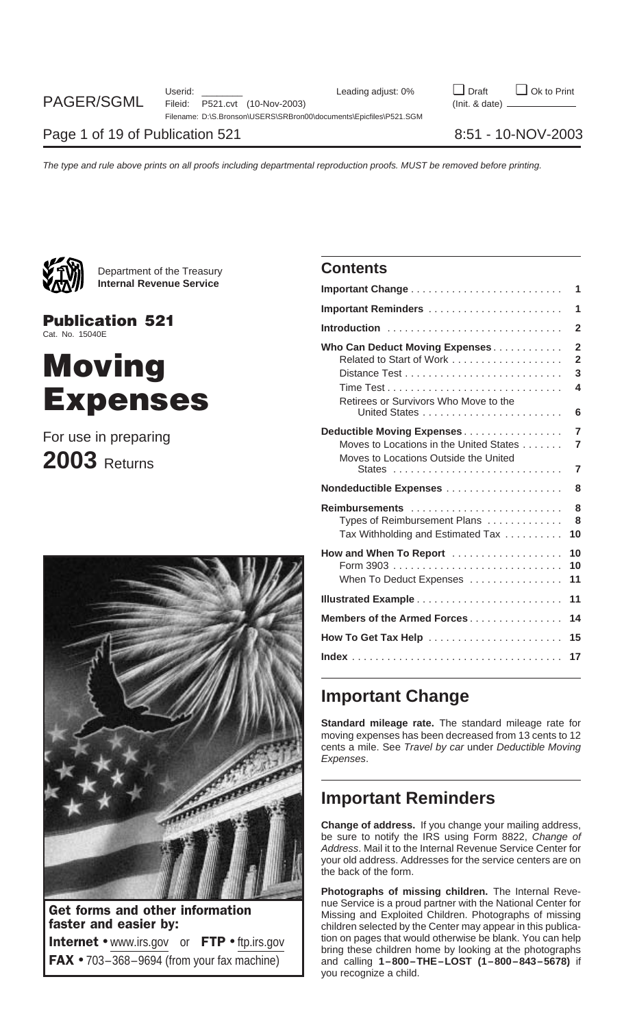Department of the Treasury
**Internal Revenue Service**

# Publication 521

Cat. No. 15040E

# Moving Expenses

For use in preparing

**2003** Returns

**Get forms and other information faster and easier by:**

**Internet** • www.irs.gov or **FTP** • ftp.irs.gov

**FAX** • 703–368–9694 (from your fax machine)

## Contents

| | |
|---|---|
| **Important Change** | 1 |
| **Important Reminders** | 1 |
| **Introduction** | 2 |
| **Who Can Deduct Moving Expenses** | 2 |
| Related to Start of Work | 2 |
| Distance Test | 3 |
| Time Test | 4 |
| Retirees or Survivors Who Move to the United States | 6 |
| **Deductible Moving Expenses** | 7 |
| Moves to Locations in the United States | 7 |
| Moves to Locations Outside the United States | 7 |
| **Nondeductible Expenses** | 8 |
| **Reimbursements** | 8 |
| Types of Reimbursement Plans | 8 |
| Tax Withholding and Estimated Tax | 10 |
| **How and When To Report** | 10 |
| Form 3903 | 10 |
| When To Deduct Expenses | 11 |
| **Illustrated Example** | 11 |
| **Members of the Armed Forces** | 14 |
| **How To Get Tax Help** | 15 |
| **Index** | 17 |

## Important Change

**Standard mileage rate.** The standard mileage rate for moving expenses has been decreased from 13 cents to 12 cents a mile. See *Travel by car* under *Deductible Moving Expenses*.

## Important Reminders

**Change of address.** If you change your mailing address, be sure to notify the IRS using Form 8822, *Change of Address*. Mail it to the Internal Revenue Service Center for your old address. Addresses for the service centers are on the back of the form.

**Photographs of missing children.** The Internal Revenue Service is a proud partner with the National Center for Missing and Exploited Children. Photographs of missing children selected by the Center may appear in this publication on pages that would otherwise be blank. You can help bring these children home by looking at the photographs and calling **1–800–THE–LOST (1–800–843–5678)** if you recognize a child.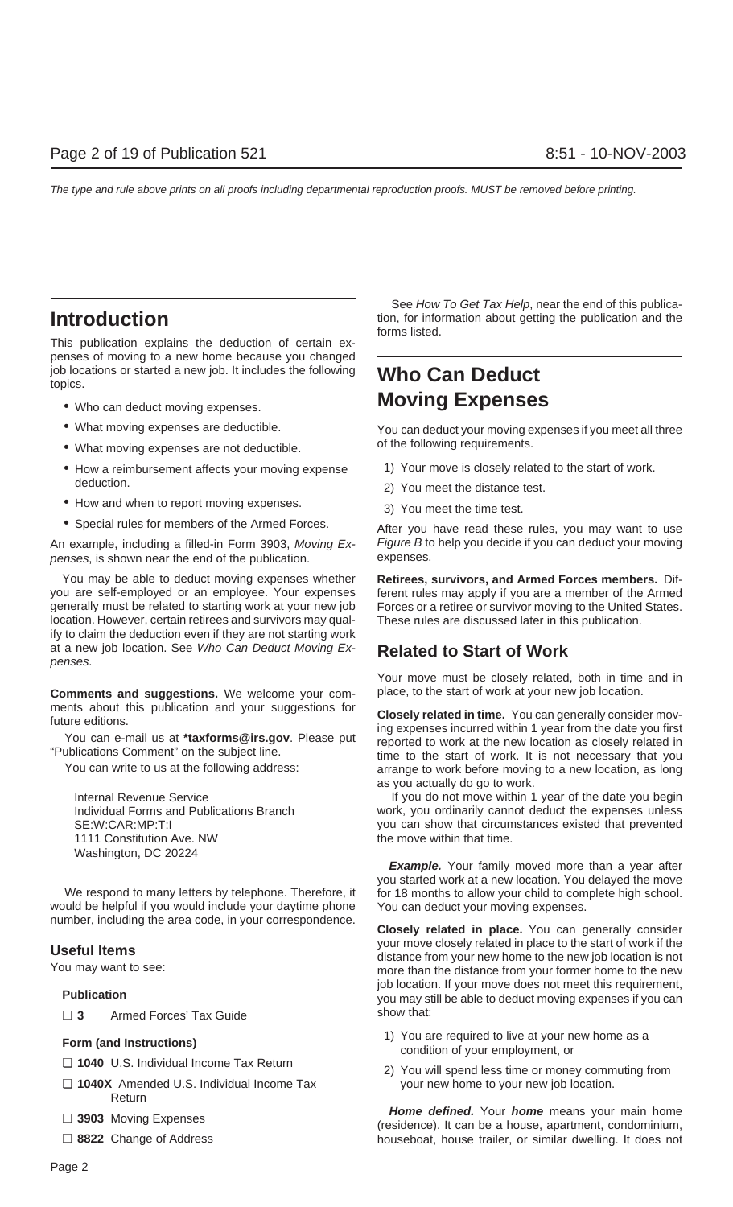# Introduction

This publication explains the deduction of certain expenses of moving to a new home because you changed job locations or started a new job. It includes the following topics.

- Who can deduct moving expenses.
- What moving expenses are deductible.
- What moving expenses are not deductible.
- How a reimbursement affects your moving expense deduction.
- How and when to report moving expenses.
- Special rules for members of the Armed Forces.

An example, including a filled-in Form 3903, *Moving Expenses*, is shown near the end of the publication.

You may be able to deduct moving expenses whether you are self-employed or an employee. Your expenses generally must be related to starting work at your new job location. However, certain retirees and survivors may qualify to claim the deduction even if they are not starting work at a new job location. See *Who Can Deduct Moving Expenses*.

**Comments and suggestions.** We welcome your comments about this publication and your suggestions for future editions.

You can e-mail us at ***taxforms@irs.gov**. Please put "Publications Comment" on the subject line.

You can write to us at the following address:

Internal Revenue Service
Individual Forms and Publications Branch
SE:W:CAR:MP:T:I
1111 Constitution Ave. NW
Washington, DC 20224

We respond to many letters by telephone. Therefore, it would be helpful if you would include your daytime phone number, including the area code, in your correspondence.

## Useful Items

You may want to see:

**Publication**

- ❑ **3** Armed Forces' Tax Guide

**Form (and Instructions)**

- ❑ **1040** U.S. Individual Income Tax Return
- ❑ **1040X** Amended U.S. Individual Income Tax Return
- ❑ **3903** Moving Expenses
- ❑ **8822** Change of Address

See *How To Get Tax Help*, near the end of this publication, for information about getting the publication and the forms listed.

# Who Can Deduct Moving Expenses

You can deduct your moving expenses if you meet all three of the following requirements.

1) Your move is closely related to the start of work.
2) You meet the distance test.
3) You meet the time test.

After you have read these rules, you may want to use *Figure B* to help you decide if you can deduct your moving expenses.

**Retirees, survivors, and Armed Forces members.** Different rules may apply if you are a member of the Armed Forces or a retiree or survivor moving to the United States. These rules are discussed later in this publication.

## Related to Start of Work

Your move must be closely related, both in time and in place, to the start of work at your new job location.

**Closely related in time.** You can generally consider moving expenses incurred within 1 year from the date you first reported to work at the new location as closely related in time to the start of work. It is not necessary that you arrange to work before moving to a new location, as long as you actually do go to work.

If you do not move within 1 year of the date you begin work, you ordinarily cannot deduct the expenses unless you can show that circumstances existed that prevented the move within that time.

***Example.*** Your family moved more than a year after you started work at a new location. You delayed the move for 18 months to allow your child to complete high school. You can deduct your moving expenses.

**Closely related in place.** You can generally consider your move closely related in place to the start of work if the distance from your new home to the new job location is not more than the distance from your former home to the new job location. If your move does not meet this requirement, you may still be able to deduct moving expenses if you can show that:

1) You are required to live at your new home as a condition of your employment, or
2) You will spend less time or money commuting from your new home to your new job location.

***Home defined.*** Your ***home*** means your main home (residence). It can be a house, apartment, condominium, houseboat, house trailer, or similar dwelling. It does not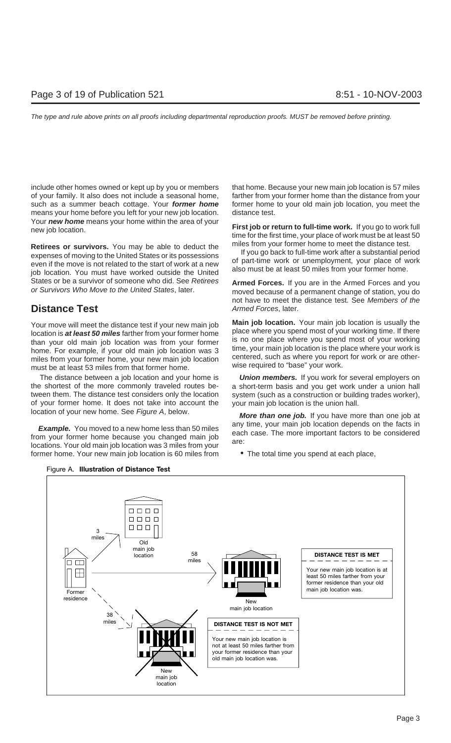include other homes owned or kept up by you or members of your family. It also does not include a seasonal home, such as a summer beach cottage. Your ***former home*** means your home before you left for your new job location. Your ***new home*** means your home within the area of your new job location.

**Retirees or survivors.** You may be able to deduct the expenses of moving to the United States or its possessions even if the move is not related to the start of work at a new job location. You must have worked outside the United States or be a survivor of someone who did. See *Retirees or Survivors Who Move to the United States*, later.

## Distance Test

Your move will meet the distance test if your new main job location is ***at least 50 miles*** farther from your former home than your old main job location was from your former home. For example, if your old main job location was 3 miles from your former home, your new main job location must be at least 53 miles from that former home.

The distance between a job location and your home is the shortest of the more commonly traveled routes between them. The distance test considers only the location of your former home. It does not take into account the location of your new home. See *Figure A*, below.

***Example.*** You moved to a new home less than 50 miles from your former home because you changed main job locations. Your old main job location was 3 miles from your former home. Your new main job location is 60 miles from that home. Because your new main job location is 57 miles farther from your former home than the distance from your former home to your old main job location, you meet the distance test.

**First job or return to full-time work.** If you go to work full time for the first time, your place of work must be at least 50 miles from your former home to meet the distance test.

If you go back to full-time work after a substantial period of part-time work or unemployment, your place of work also must be at least 50 miles from your former home.

**Armed Forces.** If you are in the Armed Forces and you moved because of a permanent change of station, you do not have to meet the distance test. See *Members of the Armed Forces*, later.

**Main job location.** Your main job location is usually the place where you spend most of your working time. If there is no one place where you spend most of your working time, your main job location is the place where your work is centered, such as where you report for work or are otherwise required to "base" your work.

***Union members.*** If you work for several employers on a short-term basis and you get work under a union hall system (such as a construction or building trades worker), your main job location is the union hall.

***More than one job.*** If you have more than one job at any time, your main job location depends on the facts in each case. The more important factors to be considered are:

- The total time you spend at each place,

Figure A. **Illustration of Distance Test**

Former residence — 3 miles — Old main job location

Former residence — 58 miles — New main job location

**DISTANCE TEST IS MET**

Your new main job location is at least 50 miles farther from your former residence than your old main job location was.

Former residence — 38 miles — New main job location

**DISTANCE TEST IS NOT MET**

Your new main job location is not at least 50 miles farther from your former residence than your old main job location was.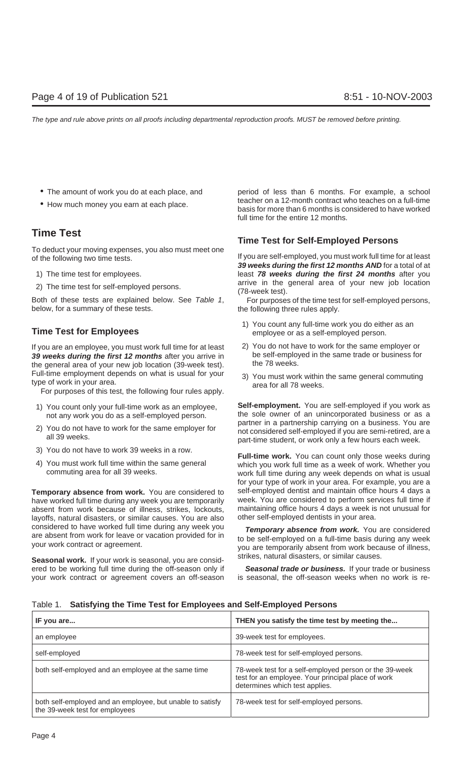- The amount of work you do at each place, and
- How much money you earn at each place.

## Time Test

To deduct your moving expenses, you also must meet one of the following two time tests.

1) The time test for employees.
2) The time test for self-employed persons.

Both of these tests are explained below. See *Table 1*, below, for a summary of these tests.

### Time Test for Employees

If you are an employee, you must work full time for at least ***39 weeks during the first 12 months*** after you arrive in the general area of your new job location (39-week test). Full-time employment depends on what is usual for your type of work in your area.

For purposes of this test, the following four rules apply.

1) You count only your full-time work as an employee, not any work you do as a self-employed person.
2) You do not have to work for the same employer for all 39 weeks.
3) You do not have to work 39 weeks in a row.
4) You must work full time within the same general commuting area for all 39 weeks.

**Temporary absence from work.** You are considered to have worked full time during any week you are temporarily absent from work because of illness, strikes, lockouts, layoffs, natural disasters, or similar causes. You are also considered to have worked full time during any week you are absent from work for leave or vacation provided for in your work contract or agreement.

**Seasonal work.** If your work is seasonal, you are considered to be working full time during the off-season only if your work contract or agreement covers an off-season period of less than 6 months. For example, a school teacher on a 12-month contract who teaches on a full-time basis for more than 6 months is considered to have worked full time for the entire 12 months.

### Time Test for Self-Employed Persons

If you are self-employed, you must work full time for at least ***39 weeks during the first 12 months AND*** for a total of at least ***78 weeks during the first 24 months*** after you arrive in the general area of your new job location (78-week test).

For purposes of the time test for self-employed persons, the following three rules apply.

1) You count any full-time work you do either as an employee or as a self-employed person.
2) You do not have to work for the same employer or be self-employed in the same trade or business for the 78 weeks.
3) You must work within the same general commuting area for all 78 weeks.

**Self-employment.** You are self-employed if you work as the sole owner of an unincorporated business or as a partner in a partnership carrying on a business. You are not considered self-employed if you are semi-retired, are a part-time student, or work only a few hours each week.

**Full-time work.** You can count only those weeks during which you work full time as a week of work. Whether you work full time during any week depends on what is usual for your type of work in your area. For example, you are a self-employed dentist and maintain office hours 4 days a week. You are considered to perform services full time if maintaining office hours 4 days a week is not unusual for other self-employed dentists in your area.

***Temporary absence from work.*** You are considered to be self-employed on a full-time basis during any week you are temporarily absent from work because of illness, strikes, natural disasters, or similar causes.

***Seasonal trade or business.*** If your trade or business is seasonal, the off-season weeks when no work is re-

Table 1. **Satisfying the Time Test for Employees and Self-Employed Persons**

| IF you are... | THEN you satisfy the time test by meeting the... |
|---|---|
| an employee | 39-week test for employees. |
| self-employed | 78-week test for self-employed persons. |
| both self-employed and an employee at the same time | 78-week test for a self-employed person or the 39-week test for an employee. Your principal place of work determines which test applies. |
| both self-employed and an employee, but unable to satisfy the 39-week test for employees | 78-week test for self-employed persons. |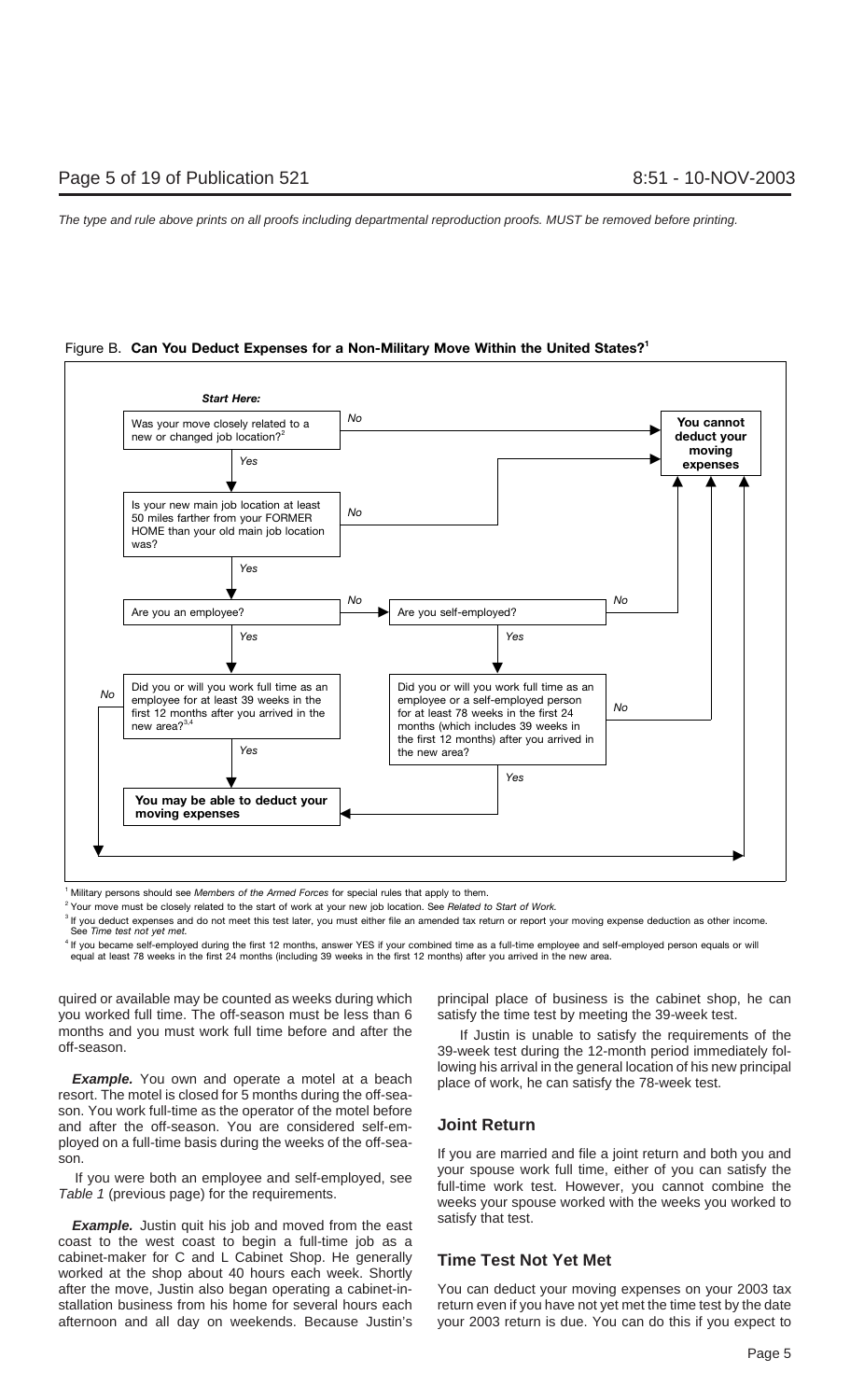Figure B. **Can You Deduct Expenses for a Non-Military Move Within the United States?**[1]

***Start Here:***

- Was your move closely related to a new or changed job location?[2]
  - No → **You cannot deduct your moving expenses**
  - Yes → Is your new main job location at least 50 miles farther from your FORMER HOME than your old main job location was?
    - No → **You cannot deduct your moving expenses**
    - Yes → Are you an employee?
      - Yes → Did you or will you work full time as an employee for at least 39 weeks in the first 12 months after you arrived in the new area?[3,4]
        - Yes → **You may be able to deduct your moving expenses**
        - No → **You cannot deduct your moving expenses**
      - No → Are you self-employed?
        - No → **You cannot deduct your moving expenses**
        - Yes → Did you or will you work full time as an employee or a self-employed person for at least 78 weeks in the first 24 months (which includes 39 weeks in the first 12 months) after you arrived in the new area?
          - Yes → **You may be able to deduct your moving expenses**
          - No → **You cannot deduct your moving expenses**

[1] Military persons should see *Members of the Armed Forces* for special rules that apply to them.

[2] Your move must be closely related to the start of work at your new job location. See *Related to Start of Work.*

[3] If you deduct expenses and do not meet this test later, you must either file an amended tax return or report your moving expense deduction as other income. See *Time test not yet met.*

[4] If you became self-employed during the first 12 months, answer YES if your combined time as a full-time employee and self-employed person equals or will equal at least 78 weeks in the first 24 months (including 39 weeks in the first 12 months) after you arrived in the new area.

quired or available may be counted as weeks during which you worked full time. The off-season must be less than 6 months and you must work full time before and after the off-season.

***Example.*** You own and operate a motel at a beach resort. The motel is closed for 5 months during the off-season. You work full-time as the operator of the motel before and after the off-season. You are considered self-employed on a full-time basis during the weeks of the off-season.

If you were both an employee and self-employed, see *Table 1* (previous page) for the requirements.

***Example.*** Justin quit his job and moved from the east coast to the west coast to begin a full-time job as a cabinet-maker for C and L Cabinet Shop. He generally worked at the shop about 40 hours each week. Shortly after the move, Justin also began operating a cabinet-installation business from his home for several hours each afternoon and all day on weekends. Because Justin's principal place of business is the cabinet shop, he can satisfy the time test by meeting the 39-week test.

If Justin is unable to satisfy the requirements of the 39-week test during the 12-month period immediately following his arrival in the general location of his new principal place of work, he can satisfy the 78-week test.

## Joint Return

If you are married and file a joint return and both you and your spouse work full time, either of you can satisfy the full-time work test. However, you cannot combine the weeks your spouse worked with the weeks you worked to satisfy that test.

## Time Test Not Yet Met

You can deduct your moving expenses on your 2003 tax return even if you have not yet met the time test by the date your 2003 return is due. You can do this if you expect to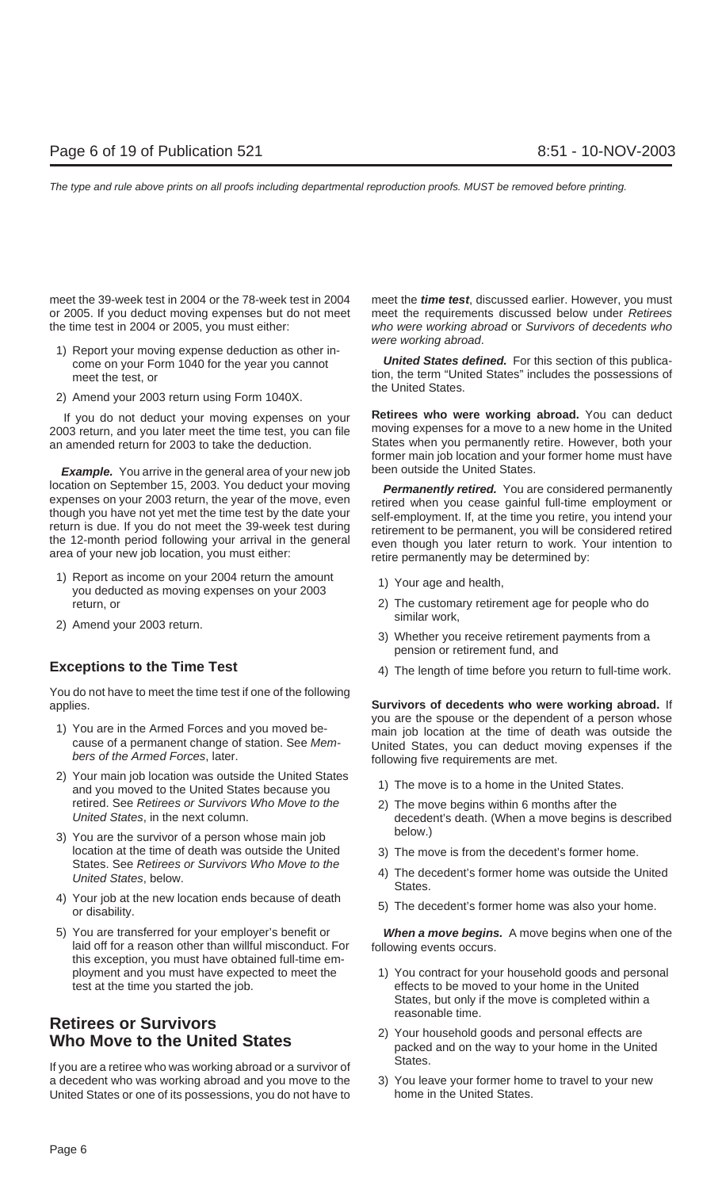meet the 39-week test in 2004 or the 78-week test in 2004 or 2005. If you deduct moving expenses but do not meet the time test in 2004 or 2005, you must either:

1) Report your moving expense deduction as other income on your Form 1040 for the year you cannot meet the test, or
2) Amend your 2003 return using Form 1040X.

If you do not deduct your moving expenses on your 2003 return, and you later meet the time test, you can file an amended return for 2003 to take the deduction.

***Example.*** You arrive in the general area of your new job location on September 15, 2003. You deduct your moving expenses on your 2003 return, the year of the move, even though you have not yet met the time test by the date your return is due. If you do not meet the 39-week test during the 12-month period following your arrival in the general area of your new job location, you must either:

1) Report as income on your 2004 return the amount you deducted as moving expenses on your 2003 return, or
2) Amend your 2003 return.

## Exceptions to the Time Test

You do not have to meet the time test if one of the following applies.

1) You are in the Armed Forces and you moved because of a permanent change of station. See *Members of the Armed Forces*, later.
2) Your main job location was outside the United States and you moved to the United States because you retired. See *Retirees or Survivors Who Move to the United States*, in the next column.
3) You are the survivor of a person whose main job location at the time of death was outside the United States. See *Retirees or Survivors Who Move to the United States*, below.
4) Your job at the new location ends because of death or disability.
5) You are transferred for your employer's benefit or laid off for a reason other than willful misconduct. For this exception, you must have obtained full-time employment and you must have expected to meet the test at the time you started the job.

## Retirees or Survivors Who Move to the United States

If you are a retiree who was working abroad or a survivor of a decedent who was working abroad and you move to the United States or one of its possessions, you do not have to meet the ***time test***, discussed earlier. However, you must meet the requirements discussed below under *Retirees who were working abroad* or *Survivors of decedents who were working abroad*.

***United States defined.*** For this section of this publication, the term "United States" includes the possessions of the United States.

**Retirees who were working abroad.** You can deduct moving expenses for a move to a new home in the United States when you permanently retire. However, both your former main job location and your former home must have been outside the United States.

***Permanently retired.*** You are considered permanently retired when you cease gainful full-time employment or self-employment. If, at the time you retire, you intend your retirement to be permanent, you will be considered retired even though you later return to work. Your intention to retire permanently may be determined by:

1) Your age and health,
2) The customary retirement age for people who do similar work,
3) Whether you receive retirement payments from a pension or retirement fund, and
4) The length of time before you return to full-time work.

**Survivors of decedents who were working abroad.** If you are the spouse or the dependent of a person whose main job location at the time of death was outside the United States, you can deduct moving expenses if the following five requirements are met.

1) The move is to a home in the United States.
2) The move begins within 6 months after the decedent's death. (When a move begins is described below.)
3) The move is from the decedent's former home.
4) The decedent's former home was outside the United States.
5) The decedent's former home was also your home.

***When a move begins.*** A move begins when one of the following events occurs.

1) You contract for your household goods and personal effects to be moved to your home in the United States, but only if the move is completed within a reasonable time.
2) Your household goods and personal effects are packed and on the way to your home in the United States.
3) You leave your former home to travel to your new home in the United States.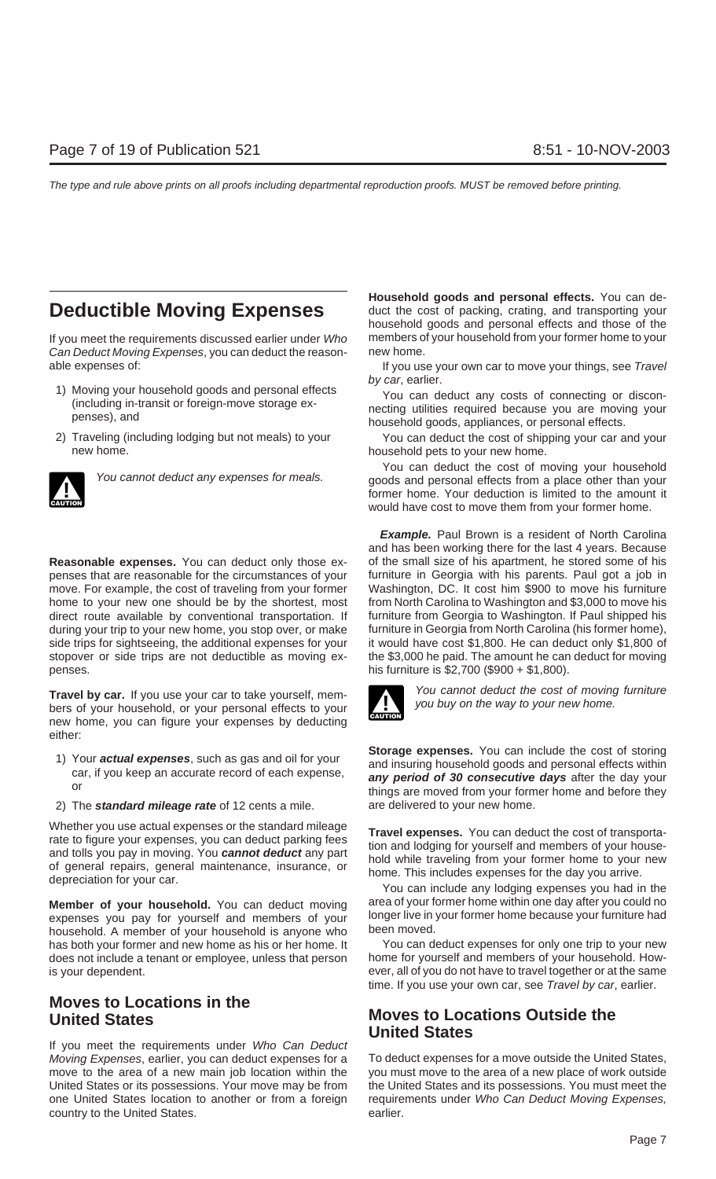# Deductible Moving Expenses

If you meet the requirements discussed earlier under *Who Can Deduct Moving Expenses*, you can deduct the reasonable expenses of:

1) Moving your household goods and personal effects (including in-transit or foreign-move storage expenses), and
2) Traveling (including lodging but not meals) to your new home.

**CAUTION** *You cannot deduct any expenses for meals.*

**Reasonable expenses.** You can deduct only those expenses that are reasonable for the circumstances of your move. For example, the cost of traveling from your former home to your new one should be by the shortest, most direct route available by conventional transportation. If during your trip to your new home, you stop over, or make side trips for sightseeing, the additional expenses for your stopover or side trips are not deductible as moving expenses.

**Travel by car.** If you use your car to take yourself, members of your household, or your personal effects to your new home, you can figure your expenses by deducting either:

1) Your ***actual expenses***, such as gas and oil for your car, if you keep an accurate record of each expense, or
2) The ***standard mileage rate*** of 12 cents a mile.

Whether you use actual expenses or the standard mileage rate to figure your expenses, you can deduct parking fees and tolls you pay in moving. You ***cannot deduct*** any part of general repairs, general maintenance, insurance, or depreciation for your car.

**Member of your household.** You can deduct moving expenses you pay for yourself and members of your household. A member of your household is anyone who has both your former and new home as his or her home. It does not include a tenant or employee, unless that person is your dependent.

## Moves to Locations in the United States

If you meet the requirements under *Who Can Deduct Moving Expenses*, earlier, you can deduct expenses for a move to the area of a new main job location within the United States or its possessions. Your move may be from one United States location to another or from a foreign country to the United States.

**Household goods and personal effects.** You can deduct the cost of packing, crating, and transporting your household goods and personal effects and those of the members of your household from your former home to your new home.

If you use your own car to move your things, see *Travel by car*, earlier.

You can deduct any costs of connecting or disconnecting utilities required because you are moving your household goods, appliances, or personal effects.

You can deduct the cost of shipping your car and your household pets to your new home.

You can deduct the cost of moving your household goods and personal effects from a place other than your former home. Your deduction is limited to the amount it would have cost to move them from your former home.

***Example.*** Paul Brown is a resident of North Carolina and has been working there for the last 4 years. Because of the small size of his apartment, he stored some of his furniture in Georgia with his parents. Paul got a job in Washington, DC. It cost him $900 to move his furniture from North Carolina to Washington and $3,000 to move his furniture from Georgia to Washington. If Paul shipped his furniture in Georgia from North Carolina (his former home), it would have cost $1,800. He can deduct only $1,800 of the $3,000 he paid. The amount he can deduct for moving his furniture is $2,700 ($900 + $1,800).

**CAUTION** *You cannot deduct the cost of moving furniture you buy on the way to your new home.*

**Storage expenses.** You can include the cost of storing and insuring household goods and personal effects within ***any period of 30 consecutive days*** after the day your things are moved from your former home and before they are delivered to your new home.

**Travel expenses.** You can deduct the cost of transportation and lodging for yourself and members of your household while traveling from your former home to your new home. This includes expenses for the day you arrive.

You can include any lodging expenses you had in the area of your former home within one day after you could no longer live in your former home because your furniture had been moved.

You can deduct expenses for only one trip to your new home for yourself and members of your household. However, all of you do not have to travel together or at the same time. If you use your own car, see *Travel by car*, earlier.

## Moves to Locations Outside the United States

To deduct expenses for a move outside the United States, you must move to the area of a new place of work outside the United States and its possessions. You must meet the requirements under *Who Can Deduct Moving Expenses,* earlier.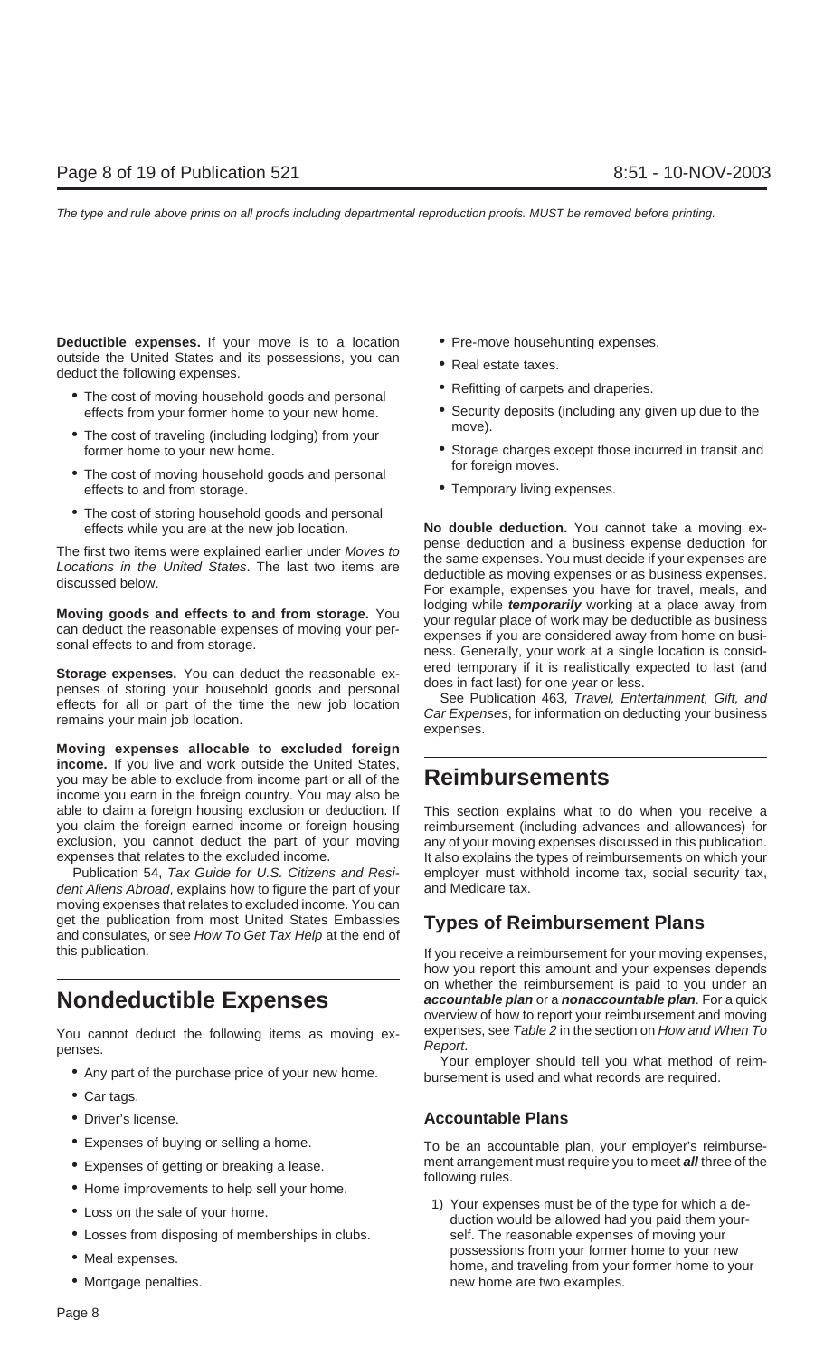**Deductible expenses.** If your move is to a location outside the United States and its possessions, you can deduct the following expenses.

- The cost of moving household goods and personal effects from your former home to your new home.
- The cost of traveling (including lodging) from your former home to your new home.
- The cost of moving household goods and personal effects to and from storage.
- The cost of storing household goods and personal effects while you are at the new job location.

The first two items were explained earlier under *Moves to Locations in the United States*. The last two items are discussed below.

**Moving goods and effects to and from storage.** You can deduct the reasonable expenses of moving your personal effects to and from storage.

**Storage expenses.** You can deduct the reasonable expenses of storing your household goods and personal effects for all or part of the time the new job location remains your main job location.

**Moving expenses allocable to excluded foreign income.** If you live and work outside the United States, you may be able to exclude from income part or all of the income you earn in the foreign country. You may also be able to claim a foreign housing exclusion or deduction. If you claim the foreign earned income or foreign housing exclusion, you cannot deduct the part of your moving expenses that relates to the excluded income.

Publication 54, *Tax Guide for U.S. Citizens and Resident Aliens Abroad*, explains how to figure the part of your moving expenses that relates to excluded income. You can get the publication from most United States Embassies and consulates, or see *How To Get Tax Help* at the end of this publication.

# Nondeductible Expenses

You cannot deduct the following items as moving expenses.

- Any part of the purchase price of your new home.
- Car tags.
- Driver's license.
- Expenses of buying or selling a home.
- Expenses of getting or breaking a lease.
- Home improvements to help sell your home.
- Loss on the sale of your home.
- Losses from disposing of memberships in clubs.
- Meal expenses.
- Mortgage penalties.
- Pre-move househunting expenses.
- Real estate taxes.
- Refitting of carpets and draperies.
- Security deposits (including any given up due to the move).
- Storage charges except those incurred in transit and for foreign moves.
- Temporary living expenses.

**No double deduction.** You cannot take a moving expense deduction and a business expense deduction for the same expenses. You must decide if your expenses are deductible as moving expenses or as business expenses. For example, expenses you have for travel, meals, and lodging while ***temporarily*** working at a place away from your regular place of work may be deductible as business expenses if you are considered away from home on business. Generally, your work at a single location is considered temporary if it is realistically expected to last (and does in fact last) for one year or less.

See Publication 463, *Travel, Entertainment, Gift, and Car Expenses*, for information on deducting your business expenses.

# Reimbursements

This section explains what to do when you receive a reimbursement (including advances and allowances) for any of your moving expenses discussed in this publication. It also explains the types of reimbursements on which your employer must withhold income tax, social security tax, and Medicare tax.

## Types of Reimbursement Plans

If you receive a reimbursement for your moving expenses, how you report this amount and your expenses depends on whether the reimbursement is paid to you under an ***accountable plan*** or a ***nonaccountable plan***. For a quick overview of how to report your reimbursement and moving expenses, see *Table 2* in the section on *How and When To Report*.

Your employer should tell you what method of reimbursement is used and what records are required.

### Accountable Plans

To be an accountable plan, your employer's reimbursement arrangement must require you to meet ***all*** three of the following rules.

1) Your expenses must be of the type for which a deduction would be allowed had you paid them yourself. The reasonable expenses of moving your possessions from your former home to your new home, and traveling from your former home to your new home are two examples.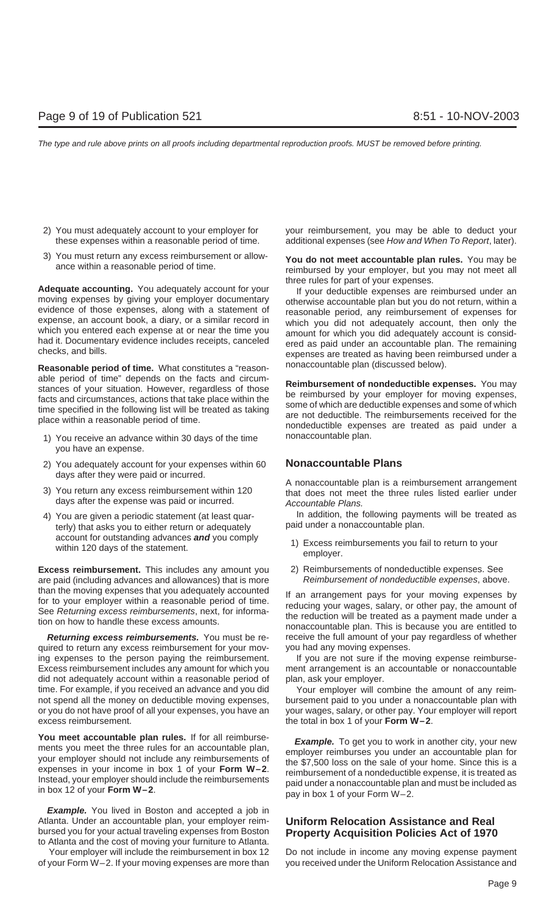2) You must adequately account to your employer for these expenses within a reasonable period of time.

3) You must return any excess reimbursement or allowance within a reasonable period of time.

**Adequate accounting.** You adequately account for your moving expenses by giving your employer documentary evidence of those expenses, along with a statement of expense, an account book, a diary, or a similar record in which you entered each expense at or near the time you had it. Documentary evidence includes receipts, canceled checks, and bills.

**Reasonable period of time.** What constitutes a "reasonable period of time" depends on the facts and circumstances of your situation. However, regardless of those facts and circumstances, actions that take place within the time specified in the following list will be treated as taking place within a reasonable period of time.

1) You receive an advance within 30 days of the time you have an expense.

2) You adequately account for your expenses within 60 days after they were paid or incurred.

3) You return any excess reimbursement within 120 days after the expense was paid or incurred.

4) You are given a periodic statement (at least quarterly) that asks you to either return or adequately account for outstanding advances ***and*** you comply within 120 days of the statement.

**Excess reimbursement.** This includes any amount you are paid (including advances and allowances) that is more than the moving expenses that you adequately accounted for to your employer within a reasonable period of time. See *Returning excess reimbursements*, next, for information on how to handle these excess amounts.

***Returning excess reimbursements.*** You must be required to return any excess reimbursement for your moving expenses to the person paying the reimbursement. Excess reimbursement includes any amount for which you did not adequately account within a reasonable period of time. For example, if you received an advance and you did not spend all the money on deductible moving expenses, or you do not have proof of all your expenses, you have an excess reimbursement.

**You meet accountable plan rules.** If for all reimbursements you meet the three rules for an accountable plan, your employer should not include any reimbursements of expenses in your income in box 1 of your **Form W–2**. Instead, your employer should include the reimbursements in box 12 of your **Form W–2**.

***Example.*** You lived in Boston and accepted a job in Atlanta. Under an accountable plan, your employer reimbursed you for your actual traveling expenses from Boston to Atlanta and the cost of moving your furniture to Atlanta.

Your employer will include the reimbursement in box 12 of your Form W–2. If your moving expenses are more than your reimbursement, you may be able to deduct your additional expenses (see *How and When To Report*, later).

**You do not meet accountable plan rules.** You may be reimbursed by your employer, but you may not meet all three rules for part of your expenses.

If your deductible expenses are reimbursed under an otherwise accountable plan but you do not return, within a reasonable period, any reimbursement of expenses for which you did not adequately account, then only the amount for which you did adequately account is considered as paid under an accountable plan. The remaining expenses are treated as having been reimbursed under a nonaccountable plan (discussed below).

**Reimbursement of nondeductible expenses.** You may be reimbursed by your employer for moving expenses, some of which are deductible expenses and some of which are not deductible. The reimbursements received for the nondeductible expenses are treated as paid under a nonaccountable plan.

## Nonaccountable Plans

A nonaccountable plan is a reimbursement arrangement that does not meet the three rules listed earlier under *Accountable Plans.*

In addition, the following payments will be treated as paid under a nonaccountable plan.

1) Excess reimbursements you fail to return to your employer.

2) Reimbursements of nondeductible expenses. See *Reimbursement of nondeductible expenses*, above.

If an arrangement pays for your moving expenses by reducing your wages, salary, or other pay, the amount of the reduction will be treated as a payment made under a nonaccountable plan. This is because you are entitled to receive the full amount of your pay regardless of whether you had any moving expenses.

If you are not sure if the moving expense reimbursement arrangement is an accountable or nonaccountable plan, ask your employer.

Your employer will combine the amount of any reimbursement paid to you under a nonaccountable plan with your wages, salary, or other pay. Your employer will report the total in box 1 of your **Form W–2**.

***Example.*** To get you to work in another city, your new employer reimburses you under an accountable plan for the $7,500 loss on the sale of your home. Since this is a reimbursement of a nondeductible expense, it is treated as paid under a nonaccountable plan and must be included as pay in box 1 of your Form W–2.

## Uniform Relocation Assistance and Real Property Acquisition Policies Act of 1970

Do not include in income any moving expense payment you received under the Uniform Relocation Assistance and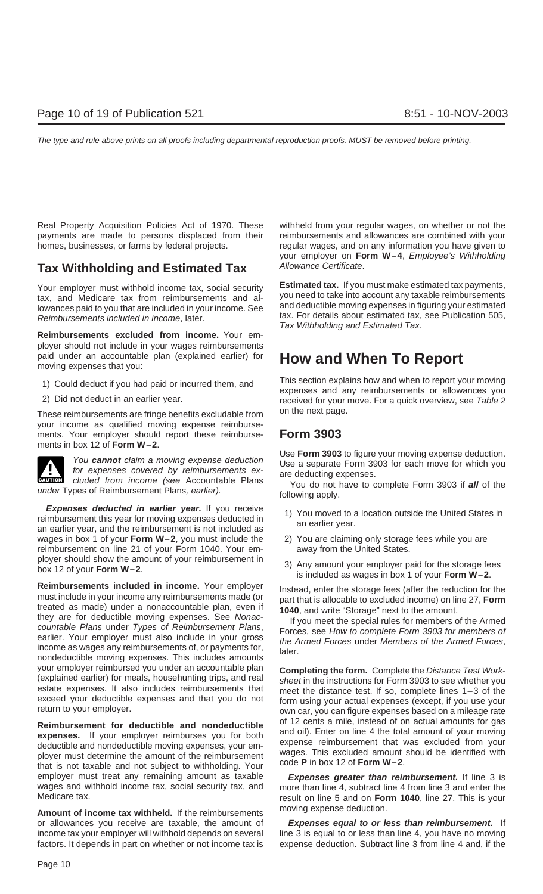Real Property Acquisition Policies Act of 1970. These payments are made to persons displaced from their homes, businesses, or farms by federal projects.

## Tax Withholding and Estimated Tax

Your employer must withhold income tax, social security tax, and Medicare tax from reimbursements and allowances paid to you that are included in your income. See *Reimbursements included in income*, later.

**Reimbursements excluded from income.** Your employer should not include in your wages reimbursements paid under an accountable plan (explained earlier) for moving expenses that you:

1) Could deduct if you had paid or incurred them, and
2) Did not deduct in an earlier year.

These reimbursements are fringe benefits excludable from your income as qualified moving expense reimbursements. Your employer should report these reimbursements in box 12 of **Form W–2**.

**CAUTION:** *You **cannot** claim a moving expense deduction for expenses covered by reimbursements excluded from income (see* Accountable Plans *under* Types of Reimbursement Plans*, earlier).*

***Expenses deducted in earlier year.*** If you receive reimbursement this year for moving expenses deducted in an earlier year, and the reimbursement is not included as wages in box 1 of your **Form W–2**, you must include the reimbursement on line 21 of your Form 1040. Your employer should show the amount of your reimbursement in box 12 of your **Form W–2**.

**Reimbursements included in income.** Your employer must include in your income any reimbursements made (or treated as made) under a nonaccountable plan, even if they are for deductible moving expenses. See *Nonaccountable Plans* under *Types of Reimbursement Plans*, earlier. Your employer must also include in your gross income as wages any reimbursements of, or payments for, nondeductible moving expenses. This includes amounts your employer reimbursed you under an accountable plan (explained earlier) for meals, househunting trips, and real estate expenses. It also includes reimbursements that exceed your deductible expenses and that you do not return to your employer.

**Reimbursement for deductible and nondeductible expenses.** If your employer reimburses you for both deductible and nondeductible moving expenses, your employer must determine the amount of the reimbursement that is not taxable and not subject to withholding. Your employer must treat any remaining amount as taxable wages and withhold income tax, social security tax, and Medicare tax.

**Amount of income tax withheld.** If the reimbursements or allowances you receive are taxable, the amount of income tax your employer will withhold depends on several factors. It depends in part on whether or not income tax is withheld from your regular wages, on whether or not the reimbursements and allowances are combined with your regular wages, and on any information you have given to your employer on **Form W–4**, *Employee's Withholding Allowance Certificate*.

**Estimated tax.** If you must make estimated tax payments, you need to take into account any taxable reimbursements and deductible moving expenses in figuring your estimated tax. For details about estimated tax, see Publication 505, *Tax Withholding and Estimated Tax*.

# How and When To Report

This section explains how and when to report your moving expenses and any reimbursements or allowances you received for your move. For a quick overview, see *Table 2* on the next page.

## Form 3903

Use **Form 3903** to figure your moving expense deduction. Use a separate Form 3903 for each move for which you are deducting expenses.

You do not have to complete Form 3903 if ***all*** of the following apply.

1) You moved to a location outside the United States in an earlier year.
2) You are claiming only storage fees while you are away from the United States.
3) Any amount your employer paid for the storage fees is included as wages in box 1 of your **Form W–2**.

Instead, enter the storage fees (after the reduction for the part that is allocable to excluded income) on line 27, **Form 1040**, and write "Storage" next to the amount.

If you meet the special rules for members of the Armed Forces, see *How to complete Form 3903 for members of the Armed Forces* under *Members of the Armed Forces*, later.

**Completing the form.** Complete the *Distance Test Worksheet* in the instructions for Form 3903 to see whether you meet the distance test. If so, complete lines 1–3 of the form using your actual expenses (except, if you use your own car, you can figure expenses based on a mileage rate of 12 cents a mile, instead of on actual amounts for gas and oil). Enter on line 4 the total amount of your moving expense reimbursement that was excluded from your wages. This excluded amount should be identified with code **P** in box 12 of **Form W–2**.

***Expenses greater than reimbursement.*** If line 3 is more than line 4, subtract line 4 from line 3 and enter the result on line 5 and on **Form 1040**, line 27. This is your moving expense deduction.

***Expenses equal to or less than reimbursement.*** If line 3 is equal to or less than line 4, you have no moving expense deduction. Subtract line 3 from line 4 and, if the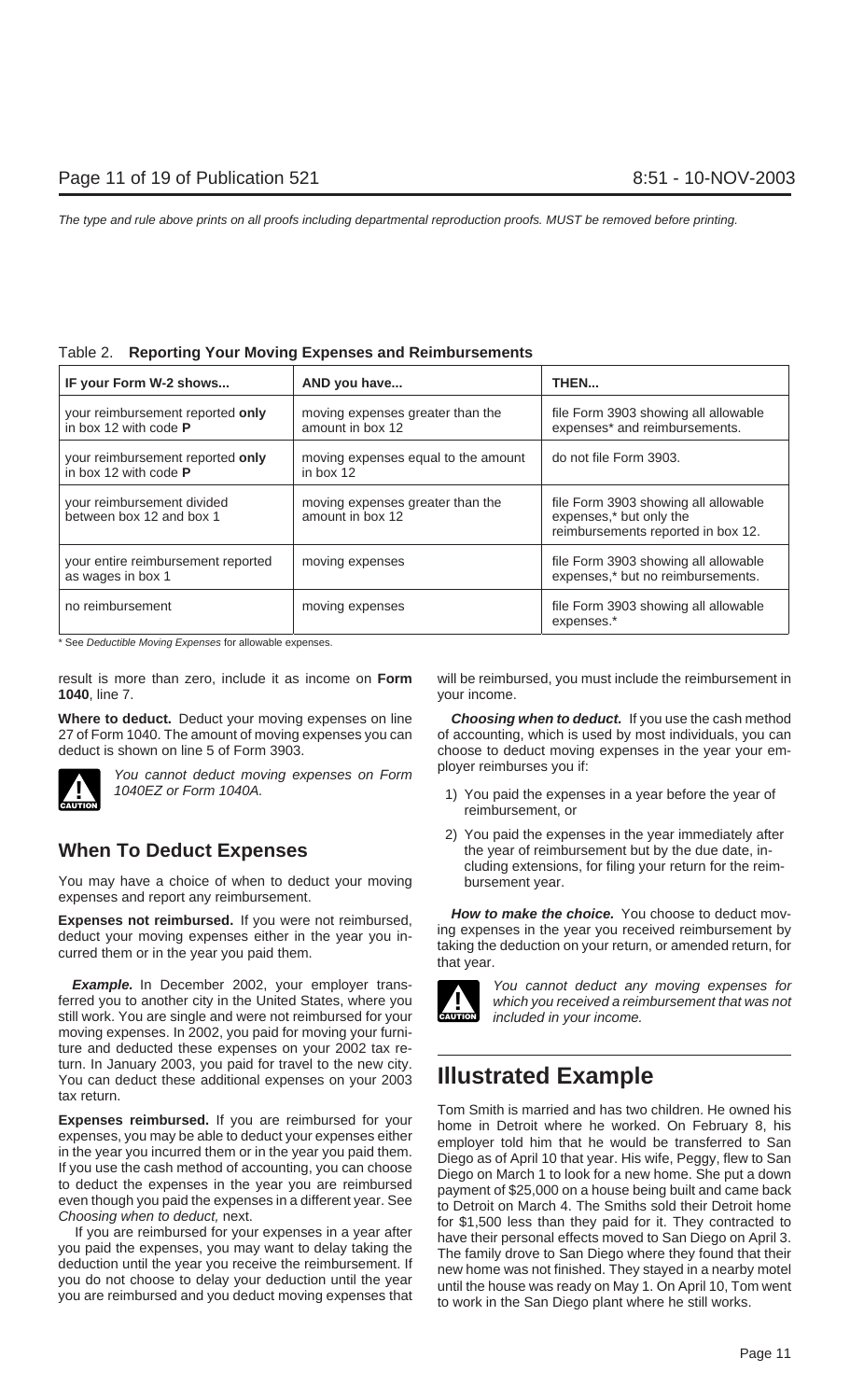Table 2. **Reporting Your Moving Expenses and Reimbursements**

| IF your Form W-2 shows... | AND you have... | THEN... |
|---|---|---|
| your reimbursement reported **only** in box 12 with code **P** | moving expenses greater than the amount in box 12 | file Form 3903 showing all allowable expenses* and reimbursements. |
| your reimbursement reported **only** in box 12 with code **P** | moving expenses equal to the amount in box 12 | do not file Form 3903. |
| your reimbursement divided between box 12 and box 1 | moving expenses greater than the amount in box 12 | file Form 3903 showing all allowable expenses,* but only the reimbursements reported in box 12. |
| your entire reimbursement reported as wages in box 1 | moving expenses | file Form 3903 showing all allowable expenses,* but no reimbursements. |
| no reimbursement | moving expenses | file Form 3903 showing all allowable expenses.* |

\* See *Deductible Moving Expenses* for allowable expenses.

result is more than zero, include it as income on **Form 1040**, line 7.

**Where to deduct.** Deduct your moving expenses on line 27 of Form 1040. The amount of moving expenses you can deduct is shown on line 5 of Form 3903.

**CAUTION:** *You cannot deduct moving expenses on Form 1040EZ or Form 1040A.*

## When To Deduct Expenses

You may have a choice of when to deduct your moving expenses and report any reimbursement.

**Expenses not reimbursed.** If you were not reimbursed, deduct your moving expenses either in the year you incurred them or in the year you paid them.

***Example.*** In December 2002, your employer transferred you to another city in the United States, where you still work. You are single and were not reimbursed for your moving expenses. In 2002, you paid for moving your furniture and deducted these expenses on your 2002 tax return. In January 2003, you paid for travel to the new city. You can deduct these additional expenses on your 2003 tax return.

**Expenses reimbursed.** If you are reimbursed for your expenses, you may be able to deduct your expenses either in the year you incurred them or in the year you paid them. If you use the cash method of accounting, you can choose to deduct the expenses in the year you are reimbursed even though you paid the expenses in a different year. See *Choosing when to deduct,* next.

If you are reimbursed for your expenses in a year after you paid the expenses, you may want to delay taking the deduction until the year you receive the reimbursement. If you do not choose to delay your deduction until the year you are reimbursed and you deduct moving expenses that will be reimbursed, you must include the reimbursement in your income.

***Choosing when to deduct.*** If you use the cash method of accounting, which is used by most individuals, you can choose to deduct moving expenses in the year your employer reimburses you if:

1) You paid the expenses in a year before the year of reimbursement, or
2) You paid the expenses in the year immediately after the year of reimbursement but by the due date, including extensions, for filing your return for the reimbursement year.

***How to make the choice.*** You choose to deduct moving expenses in the year you received reimbursement by taking the deduction on your return, or amended return, for that year.

**CAUTION:** *You cannot deduct any moving expenses for which you received a reimbursement that was not included in your income.*

## Illustrated Example

Tom Smith is married and has two children. He owned his home in Detroit where he worked. On February 8, his employer told him that he would be transferred to San Diego as of April 10 that year. His wife, Peggy, flew to San Diego on March 1 to look for a new home. She put a down payment of $25,000 on a house being built and came back to Detroit on March 4. The Smiths sold their Detroit home for $1,500 less than they paid for it. They contracted to have their personal effects moved to San Diego on April 3. The family drove to San Diego where they found that their new home was not finished. They stayed in a nearby motel until the house was ready on May 1. On April 10, Tom went to work in the San Diego plant where he still works.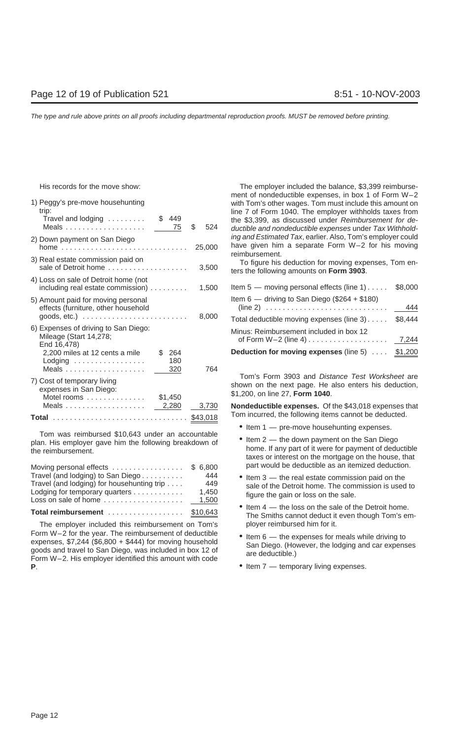His records for the move show:

| | | |
|---|---|---|
| 1) Peggy's pre-move househunting trip: | | |
| Travel and lodging | $ 449 | |
| Meals | 75 | $ 524 |
| 2) Down payment on San Diego home | | 25,000 |
| 3) Real estate commission paid on sale of Detroit home | | 3,500 |
| 4) Loss on sale of Detroit home (not including real estate commission) | | 1,500 |
| 5) Amount paid for moving personal effects (furniture, other household goods, etc.) | | 8,000 |
| 6) Expenses of driving to San Diego: Mileage (Start 14,278; End 16,478) | | |
| 2,200 miles at 12 cents a mile | $ 264 | |
| Lodging | 180 | |
| Meals | 320 | 764 |
| 7) Cost of temporary living expenses in San Diego: | | |
| Motel rooms | $1,450 | |
| Meals | 2,280 | 3,730 |
| **Total** | | $43,018 |

Tom was reimbursed $10,643 under an accountable plan. His employer gave him the following breakdown of the reimbursement.

| | |
|---|---|
| Moving personal effects | $ 6,800 |
| Travel (and lodging) to San Diego | 444 |
| Travel (and lodging) for househunting trip | 449 |
| Lodging for temporary quarters | 1,450 |
| Loss on sale of home | 1,500 |
| **Total reimbursement** | $10,643 |

The employer included this reimbursement on Tom's Form W–2 for the year. The reimbursement of deductible expenses, $7,244 ($6,800 + $444) for moving household goods and travel to San Diego, was included in box 12 of Form W–2. His employer identified this amount with code **P**.

The employer included the balance, $3,399 reimbursement of nondeductible expenses, in box 1 of Form W–2 with Tom's other wages. Tom must include this amount on line 7 of Form 1040. The employer withholds taxes from the $3,399, as discussed under *Reimbursement for deductible and nondeductible expenses* under *Tax Withholding and Estimated Tax*, earlier. Also, Tom's employer could have given him a separate Form W–2 for his moving reimbursement.

To figure his deduction for moving expenses, Tom enters the following amounts on **Form 3903**.

| | |
|---|---|
| Item 5 — moving personal effects (line 1) | $8,000 |
| Item 6 — driving to San Diego ($264 + $180) (line 2) | 444 |
| Total deductible moving expenses (line 3) | $8,444 |
| Minus: Reimbursement included in box 12 of Form W–2 (line 4) | 7,244 |
| **Deduction for moving expenses** (line 5) | $1,200 |

Tom's Form 3903 and *Distance Test Worksheet* are shown on the next page. He also enters his deduction, $1,200, on line 27, **Form 1040**.

**Nondeductible expenses.** Of the $43,018 expenses that Tom incurred, the following items cannot be deducted.

- Item 1 — pre-move househunting expenses.
- Item 2 — the down payment on the San Diego home. If any part of it were for payment of deductible taxes or interest on the mortgage on the house, that part would be deductible as an itemized deduction.
- Item 3 — the real estate commission paid on the sale of the Detroit home. The commission is used to figure the gain or loss on the sale.
- Item 4 — the loss on the sale of the Detroit home. The Smiths cannot deduct it even though Tom's employer reimbursed him for it.
- Item 6 — the expenses for meals while driving to San Diego. (However, the lodging and car expenses are deductible.)
- Item 7 — temporary living expenses.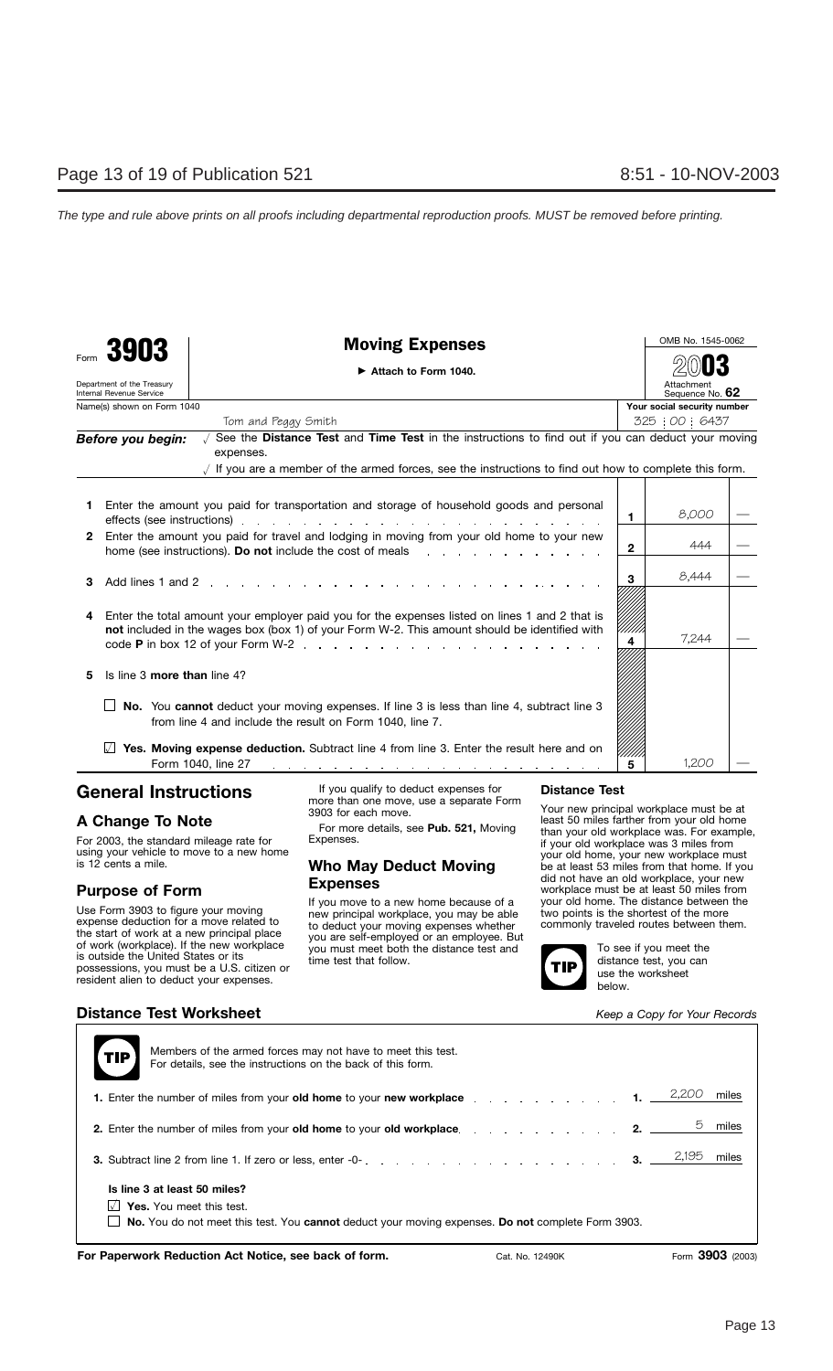The type and rule above prints on all proofs including departmental reproduction proofs. MUST be removed before printing.

| Form **3903** | **Moving Expenses** | OMB No. 1545-0062 |
|---|---|---|
| Department of the Treasury Internal Revenue Service | ▶ Attach to Form 1040. | **2003** Attachment Sequence No. **62** |
| Name(s) shown on Form 1040: Tom and Peggy Smith | | Your social security number: 325 : 00 : 6437 |

***Before you begin:*** √ See the **Distance Test** and **Time Test** in the instructions to find out if you can deduct your moving expenses.

√ If you are a member of the armed forces, see the instructions to find out how to complete this form.

| Line | Description | Line No. | Amount |
|---|---|---|---|
| **1** | Enter the amount you paid for transportation and storage of household goods and personal effects (see instructions) | **1** | 8,000 — |
| **2** | Enter the amount you paid for travel and lodging in moving from your old home to your new home (see instructions). **Do not** include the cost of meals | **2** | 444 — |
| **3** | Add lines 1 and 2 | **3** | 8,444 — |
| **4** | Enter the total amount your employer paid you for the expenses listed on lines 1 and 2 that is **not** included in the wages box (box 1) of your Form W-2. This amount should be identified with code **P** in box 12 of your Form W-2 | **4** | 7,244 — |
| **5** | Is line 3 **more than** line 4? | | |
| | ☐ **No.** You **cannot** deduct your moving expenses. If line 3 is less than line 4, subtract line 3 from line 4 and include the result on Form 1040, line 7. | | |
| | ☑ **Yes. Moving expense deduction.** Subtract line 4 from line 3. Enter the result here and on Form 1040, line 27 | **5** | 1,200 — |

## General Instructions

### A Change To Note

For 2003, the standard mileage rate for using your vehicle to move to a new home is 12 cents a mile.

### Purpose of Form

Use Form 3903 to figure your moving expense deduction for a move related to the start of work at a new principal place of work (workplace). If the new workplace is outside the United States or its possessions, you must be a U.S. citizen or resident alien to deduct your expenses.

If you qualify to deduct expenses for more than one move, use a separate Form 3903 for each move.

For more details, see **Pub. 521,** Moving Expenses.

### Who May Deduct Moving Expenses

If you move to a new home because of a new principal workplace, you may be able to deduct your moving expenses whether you are self-employed or an employee. But you must meet both the distance test and time test that follow.

### Distance Test

Your new principal workplace must be at least 50 miles farther from your old home than your old workplace was. For example, if your old workplace was 3 miles from your old home, your new workplace must be at least 53 miles from that home. If you did not have an old workplace, your new workplace must be at least 50 miles from your old home. The distance between the two points is the shortest of the more commonly traveled routes between them.

**TIP** To see if you meet the distance test, you can use the worksheet below.

## Distance Test Worksheet

*Keep a Copy for Your Records*

**TIP** Members of the armed forces may not have to meet this test. For details, see the instructions on the back of this form.

**1.** Enter the number of miles from your **old home** to your **new workplace** . . . **1.** 2,200 miles

**2.** Enter the number of miles from your **old home** to your **old workplace** . . . **2.** 5 miles

**3.** Subtract line 2 from line 1. If zero or less, enter -0- . . . **3.** 2,195 miles

**Is line 3 at least 50 miles?**

☑ **Yes.** You meet this test.

☐ **No.** You do not meet this test. You **cannot** deduct your moving expenses. **Do not** complete Form 3903.

**For Paperwork Reduction Act Notice, see back of form.** Cat. No. 12490K Form **3903** (2003)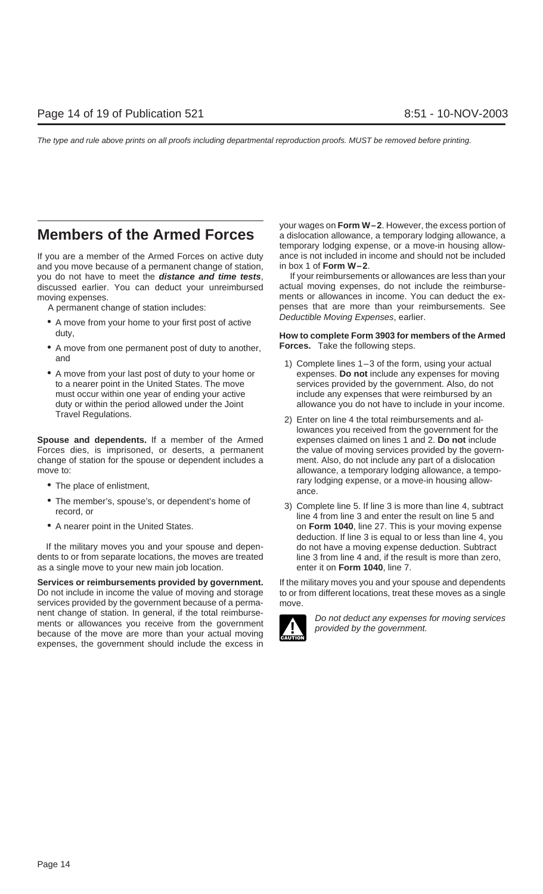# Members of the Armed Forces

If you are a member of the Armed Forces on active duty and you move because of a permanent change of station, you do not have to meet the ***distance and time tests***, discussed earlier. You can deduct your unreimbursed moving expenses.

A permanent change of station includes:

- A move from your home to your first post of active duty,
- A move from one permanent post of duty to another, and
- A move from your last post of duty to your home or to a nearer point in the United States. The move must occur within one year of ending your active duty or within the period allowed under the Joint Travel Regulations.

**Spouse and dependents.** If a member of the Armed Forces dies, is imprisoned, or deserts, a permanent change of station for the spouse or dependent includes a move to:

- The place of enlistment,
- The member's, spouse's, or dependent's home of record, or
- A nearer point in the United States.

If the military moves you and your spouse and dependents to or from separate locations, the moves are treated as a single move to your new main job location.

**Services or reimbursements provided by government.** Do not include in income the value of moving and storage services provided by the government because of a permanent change of station. In general, if the total reimbursements or allowances you receive from the government because of the move are more than your actual moving expenses, the government should include the excess in your wages on **Form W–2**. However, the excess portion of a dislocation allowance, a temporary lodging allowance, a temporary lodging expense, or a move-in housing allowance is not included in income and should not be included in box 1 of **Form W–2**.

If your reimbursements or allowances are less than your actual moving expenses, do not include the reimbursements or allowances in income. You can deduct the expenses that are more than your reimbursements. See *Deductible Moving Expenses*, earlier.

**How to complete Form 3903 for members of the Armed Forces.** Take the following steps.

1) Complete lines 1–3 of the form, using your actual expenses. **Do not** include any expenses for moving services provided by the government. Also, do not include any expenses that were reimbursed by an allowance you do not have to include in your income.
2) Enter on line 4 the total reimbursements and allowances you received from the government for the expenses claimed on lines 1 and 2. **Do not** include the value of moving services provided by the government. Also, do not include any part of a dislocation allowance, a temporary lodging allowance, a temporary lodging expense, or a move-in housing allowance.
3) Complete line 5. If line 3 is more than line 4, subtract line 4 from line 3 and enter the result on line 5 and on **Form 1040**, line 27. This is your moving expense deduction. If line 3 is equal to or less than line 4, you do not have a moving expense deduction. Subtract line 3 from line 4 and, if the result is more than zero, enter it on **Form 1040**, line 7.

If the military moves you and your spouse and dependents to or from different locations, treat these moves as a single move.

CAUTION: *Do not deduct any expenses for moving services provided by the government.*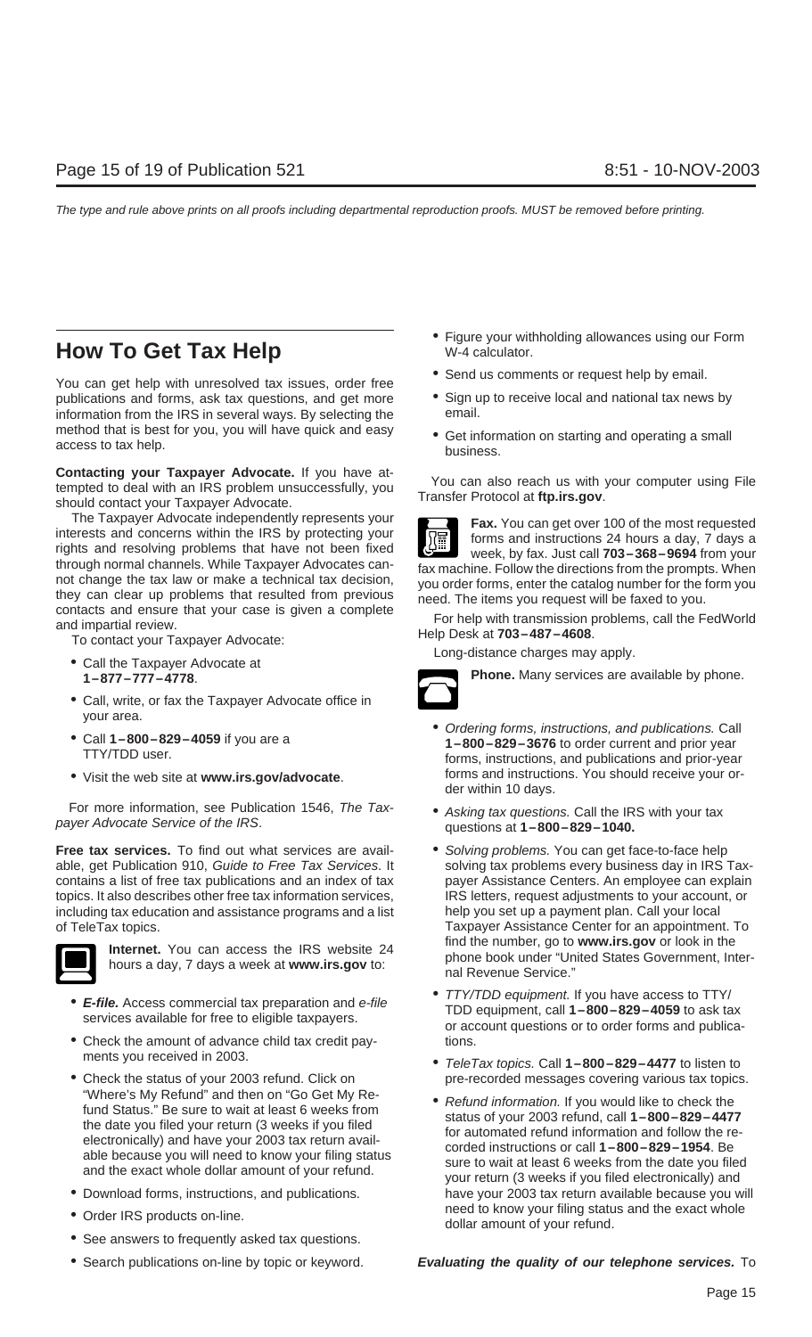# How To Get Tax Help

You can get help with unresolved tax issues, order free publications and forms, ask tax questions, and get more information from the IRS in several ways. By selecting the method that is best for you, you will have quick and easy access to tax help.

**Contacting your Taxpayer Advocate.** If you have attempted to deal with an IRS problem unsuccessfully, you should contact your Taxpayer Advocate.

The Taxpayer Advocate independently represents your interests and concerns within the IRS by protecting your rights and resolving problems that have not been fixed through normal channels. While Taxpayer Advocates cannot change the tax law or make a technical tax decision, they can clear up problems that resulted from previous contacts and ensure that your case is given a complete and impartial review.

To contact your Taxpayer Advocate:

- Call the Taxpayer Advocate at **1–877–777–4778**.
- Call, write, or fax the Taxpayer Advocate office in your area.
- Call **1–800–829–4059** if you are a TTY/TDD user.
- Visit the web site at **www.irs.gov/advocate**.

For more information, see Publication 1546, *The Taxpayer Advocate Service of the IRS*.

**Free tax services.** To find out what services are available, get Publication 910, *Guide to Free Tax Services*. It contains a list of free tax publications and an index of tax topics. It also describes other free tax information services, including tax education and assistance programs and a list of TeleTax topics.

**Internet.** You can access the IRS website 24 hours a day, 7 days a week at **www.irs.gov** to:

- ***E-file.*** Access commercial tax preparation and *e-file* services available for free to eligible taxpayers.
- Check the amount of advance child tax credit payments you received in 2003.
- Check the status of your 2003 refund. Click on "Where's My Refund" and then on "Go Get My Refund Status." Be sure to wait at least 6 weeks from the date you filed your return (3 weeks if you filed electronically) and have your 2003 tax return available because you will need to know your filing status and the exact whole dollar amount of your refund.
- Download forms, instructions, and publications.
- Order IRS products on-line.
- See answers to frequently asked tax questions.
- Search publications on-line by topic or keyword.
- Figure your withholding allowances using our Form W-4 calculator.
- Send us comments or request help by email.
- Sign up to receive local and national tax news by email.
- Get information on starting and operating a small business.

You can also reach us with your computer using File Transfer Protocol at **ftp.irs.gov**.

**Fax.** You can get over 100 of the most requested forms and instructions 24 hours a day, 7 days a week, by fax. Just call **703–368–9694** from your fax machine. Follow the directions from the prompts. When you order forms, enter the catalog number for the form you need. The items you request will be faxed to you.

For help with transmission problems, call the FedWorld Help Desk at **703–487–4608**.

Long-distance charges may apply.

**Phone.** Many services are available by phone.

- *Ordering forms, instructions, and publications.* Call **1–800–829–3676** to order current and prior year forms, instructions, and publications and prior-year forms and instructions. You should receive your order within 10 days.
- *Asking tax questions.* Call the IRS with your tax questions at **1–800–829–1040.**
- *Solving problems.* You can get face-to-face help solving tax problems every business day in IRS Taxpayer Assistance Centers. An employee can explain IRS letters, request adjustments to your account, or help you set up a payment plan. Call your local Taxpayer Assistance Center for an appointment. To find the number, go to **www.irs.gov** or look in the phone book under "United States Government, Internal Revenue Service."
- *TTY/TDD equipment.* If you have access to TTY/TDD equipment, call **1–800–829–4059** to ask tax or account questions or to order forms and publications.
- *TeleTax topics.* Call **1–800–829–4477** to listen to pre-recorded messages covering various tax topics.
- *Refund information.* If you would like to check the status of your 2003 refund, call **1–800–829–4477** for automated refund information and follow the recorded instructions or call **1–800–829–1954**. Be sure to wait at least 6 weeks from the date you filed your return (3 weeks if you filed electronically) and have your 2003 tax return available because you will need to know your filing status and the exact whole dollar amount of your refund.

***Evaluating the quality of our telephone services.*** To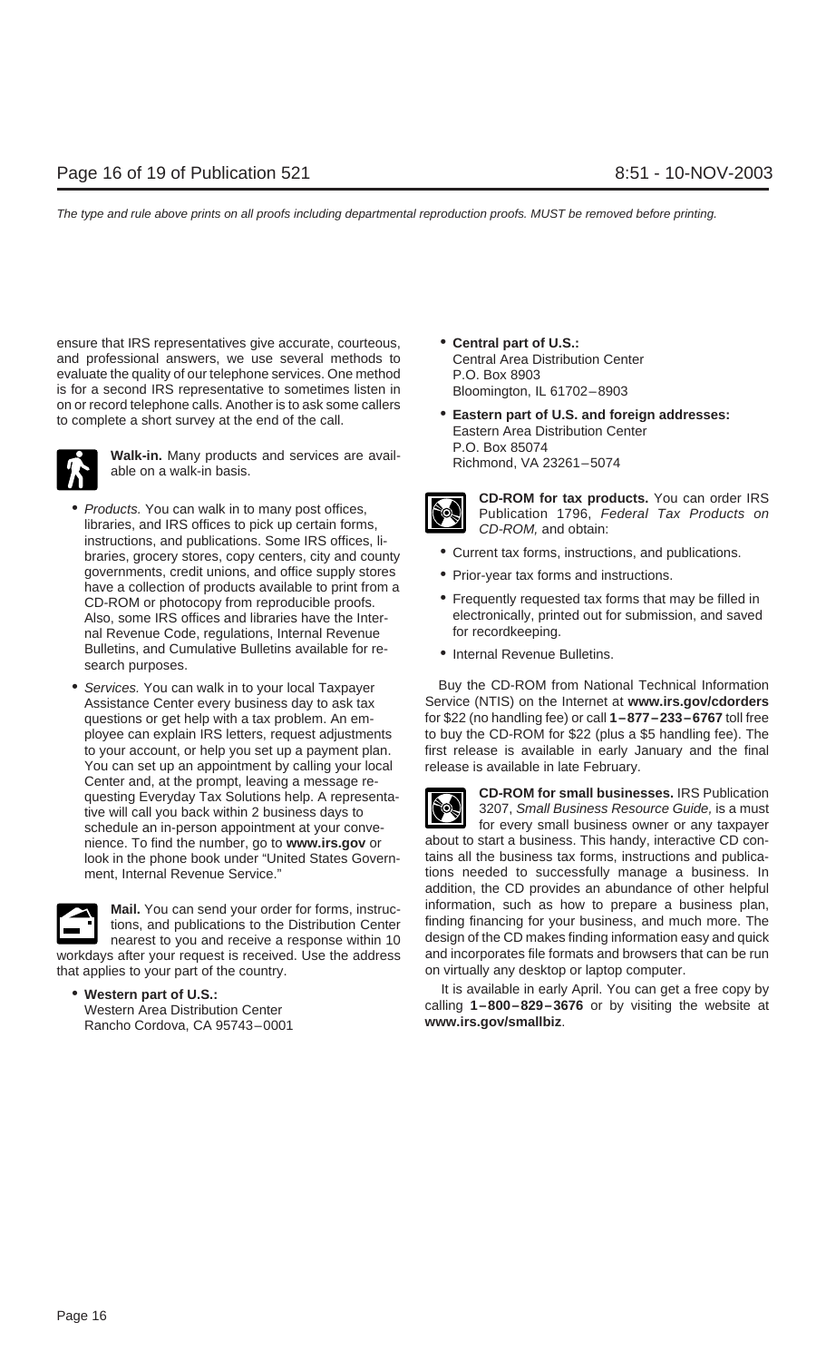ensure that IRS representatives give accurate, courteous, and professional answers, we use several methods to evaluate the quality of our telephone services. One method is for a second IRS representative to sometimes listen in on or record telephone calls. Another is to ask some callers to complete a short survey at the end of the call.

**Walk-in.** Many products and services are available on a walk-in basis.

- *Products.* You can walk in to many post offices, libraries, and IRS offices to pick up certain forms, instructions, and publications. Some IRS offices, libraries, grocery stores, copy centers, city and county governments, credit unions, and office supply stores have a collection of products available to print from a CD-ROM or photocopy from reproducible proofs. Also, some IRS offices and libraries have the Internal Revenue Code, regulations, Internal Revenue Bulletins, and Cumulative Bulletins available for research purposes.
- *Services.* You can walk in to your local Taxpayer Assistance Center every business day to ask tax questions or get help with a tax problem. An employee can explain IRS letters, request adjustments to your account, or help you set up a payment plan. You can set up an appointment by calling your local Center and, at the prompt, leaving a message requesting Everyday Tax Solutions help. A representative will call you back within 2 business days to schedule an in-person appointment at your convenience. To find the number, go to **www.irs.gov** or look in the phone book under "United States Government, Internal Revenue Service."

**Mail.** You can send your order for forms, instructions, and publications to the Distribution Center nearest to you and receive a response within 10 workdays after your request is received. Use the address that applies to your part of the country.

- **Western part of U.S.:**
  Western Area Distribution Center
  Rancho Cordova, CA 95743–0001
- **Central part of U.S.:**
  Central Area Distribution Center
  P.O. Box 8903
  Bloomington, IL 61702–8903
- **Eastern part of U.S. and foreign addresses:**
  Eastern Area Distribution Center
  P.O. Box 85074
  Richmond, VA 23261–5074

**CD-ROM for tax products.** You can order IRS Publication 1796, *Federal Tax Products on CD-ROM,* and obtain:

- Current tax forms, instructions, and publications.
- Prior-year tax forms and instructions.
- Frequently requested tax forms that may be filled in electronically, printed out for submission, and saved for recordkeeping.
- Internal Revenue Bulletins.

Buy the CD-ROM from National Technical Information Service (NTIS) on the Internet at **www.irs.gov/cdorders** for $22 (no handling fee) or call **1–877–233–6767** toll free to buy the CD-ROM for $22 (plus a $5 handling fee). The first release is available in early January and the final release is available in late February.

**CD-ROM for small businesses.** IRS Publication 3207, *Small Business Resource Guide,* is a must for every small business owner or any taxpayer about to start a business. This handy, interactive CD contains all the business tax forms, instructions and publications needed to successfully manage a business. In addition, the CD provides an abundance of other helpful information, such as how to prepare a business plan, finding financing for your business, and much more. The design of the CD makes finding information easy and quick and incorporates file formats and browsers that can be run on virtually any desktop or laptop computer.

It is available in early April. You can get a free copy by calling **1–800–829–3676** or by visiting the website at **www.irs.gov/smallbiz**.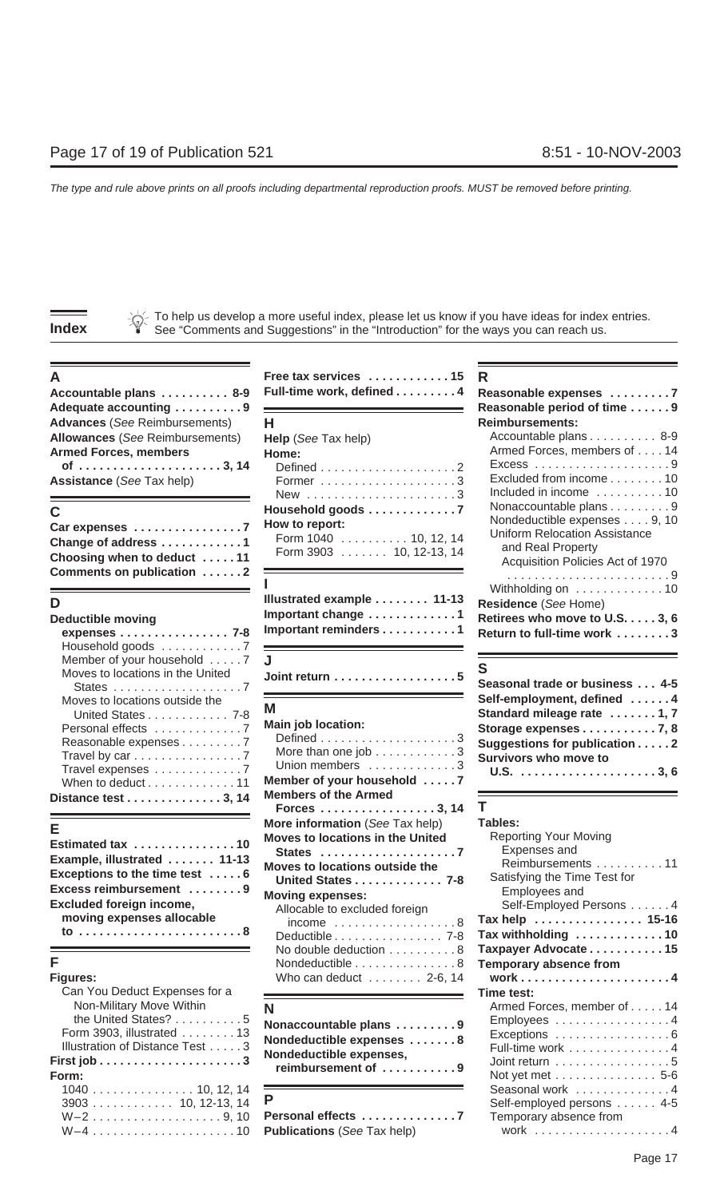The type and rule above prints on all proofs including departmental reproduction proofs. MUST be removed before printing.

# Index

To help us develop a more useful index, please let us know if you have ideas for index entries. See "Comments and Suggestions" in the "Introduction" for the ways you can reach us.

## A

**Accountable plans** .......... 8-9
**Adequate accounting** .......... 9
**Advances** (*See* Reimbursements)
**Allowances** (*See* Reimbursements)
**Armed Forces, members of** .......... 3, 14
**Assistance** (*See* Tax help)

## C

**Car expenses** .......... 7
**Change of address** .......... 1
**Choosing when to deduct** .......... 11
**Comments on publication** .......... 2

## D

**Deductible moving expenses** .......... 7-8
- Household goods .......... 7
- Member of your household .......... 7
- Moves to locations in the United States .......... 7
- Moves to locations outside the United States .......... 7-8
- Personal effects .......... 7
- Reasonable expenses .......... 7
- Travel by car .......... 7
- Travel expenses .......... 7
- When to deduct .......... 11

**Distance test** .......... 3, 14

## E

**Estimated tax** .......... 10
**Example, illustrated** .......... 11-13
**Exceptions to the time test** .......... 6
**Excess reimbursement** .......... 9
**Excluded foreign income, moving expenses allocable to** .......... 8

## F

**Figures:**
- Can You Deduct Expenses for a Non-Military Move Within the United States? .......... 5
- Form 3903, illustrated .......... 13
- Illustration of Distance Test .......... 3

**First job** .......... 3
**Form:**
- 1040 .......... 10, 12, 14
- 3903 .......... 10, 12-13, 14
- W–2 .......... 9, 10
- W–4 .......... 10

**Free tax services** .......... 15
**Full-time work, defined** .......... 4

## H

**Help** (*See* Tax help)
**Home:**
- Defined .......... 2
- Former .......... 3
- New .......... 3

**Household goods** .......... 7
**How to report:**
- Form 1040 .......... 10, 12, 14
- Form 3903 .......... 10, 12-13, 14

## I

**Illustrated example** .......... 11-13
**Important change** .......... 1
**Important reminders** .......... 1

## J

**Joint return** .......... 5

## M

**Main job location:**
- Defined .......... 3
- More than one job .......... 3
- Union members .......... 3

**Member of your household** .......... 7
**Members of the Armed Forces** .......... 3, 14
**More information** (*See* Tax help)
**Moves to locations in the United States** .......... 7
**Moves to locations outside the United States** .......... 7-8
**Moving expenses:**
- Allocable to excluded foreign income .......... 8
- Deductible .......... 7-8
- No double deduction .......... 8
- Nondeductible .......... 8
- Who can deduct .......... 2-6, 14

## N

**Nonaccountable plans** .......... 9
**Nondeductible expenses** .......... 8
**Nondeductible expenses, reimbursement of** .......... 9

## P

**Personal effects** .......... 7
**Publications** (*See* Tax help)

## R

**Reasonable expenses** .......... 7
**Reasonable period of time** .......... 9
**Reimbursements:**
- Accountable plans .......... 8-9
- Armed Forces, members of .......... 14
- Excess .......... 9
- Excluded from income .......... 10
- Included in income .......... 10
- Nonaccountable plans .......... 9
- Nondeductible expenses .......... 9, 10
- Uniform Relocation Assistance and Real Property Acquisition Policies Act of 1970 .......... 9
- Withholding on .......... 10

**Residence** (*See* Home)
**Retirees who move to U.S.** .......... 3, 6
**Return to full-time work** .......... 3

## S

**Seasonal trade or business** .......... 4-5
**Self-employment, defined** .......... 4
**Standard mileage rate** .......... 1, 7
**Storage expenses** .......... 7, 8
**Suggestions for publication** .......... 2
**Survivors who move to U.S.** .......... 3, 6

## T

**Tables:**
- Reporting Your Moving Expenses and Reimbursements .......... 11
- Satisfying the Time Test for Employees and Self-Employed Persons .......... 4

**Tax help** .......... 15-16
**Tax withholding** .......... 10
**Taxpayer Advocate** .......... 15
**Temporary absence from work** .......... 4
**Time test:**
- Armed Forces, member of .......... 14
- Employees .......... 4
- Exceptions .......... 6
- Full-time work .......... 4
- Joint return .......... 5
- Not yet met .......... 5-6
- Seasonal work .......... 4
- Self-employed persons .......... 4-5
- Temporary absence from work .......... 4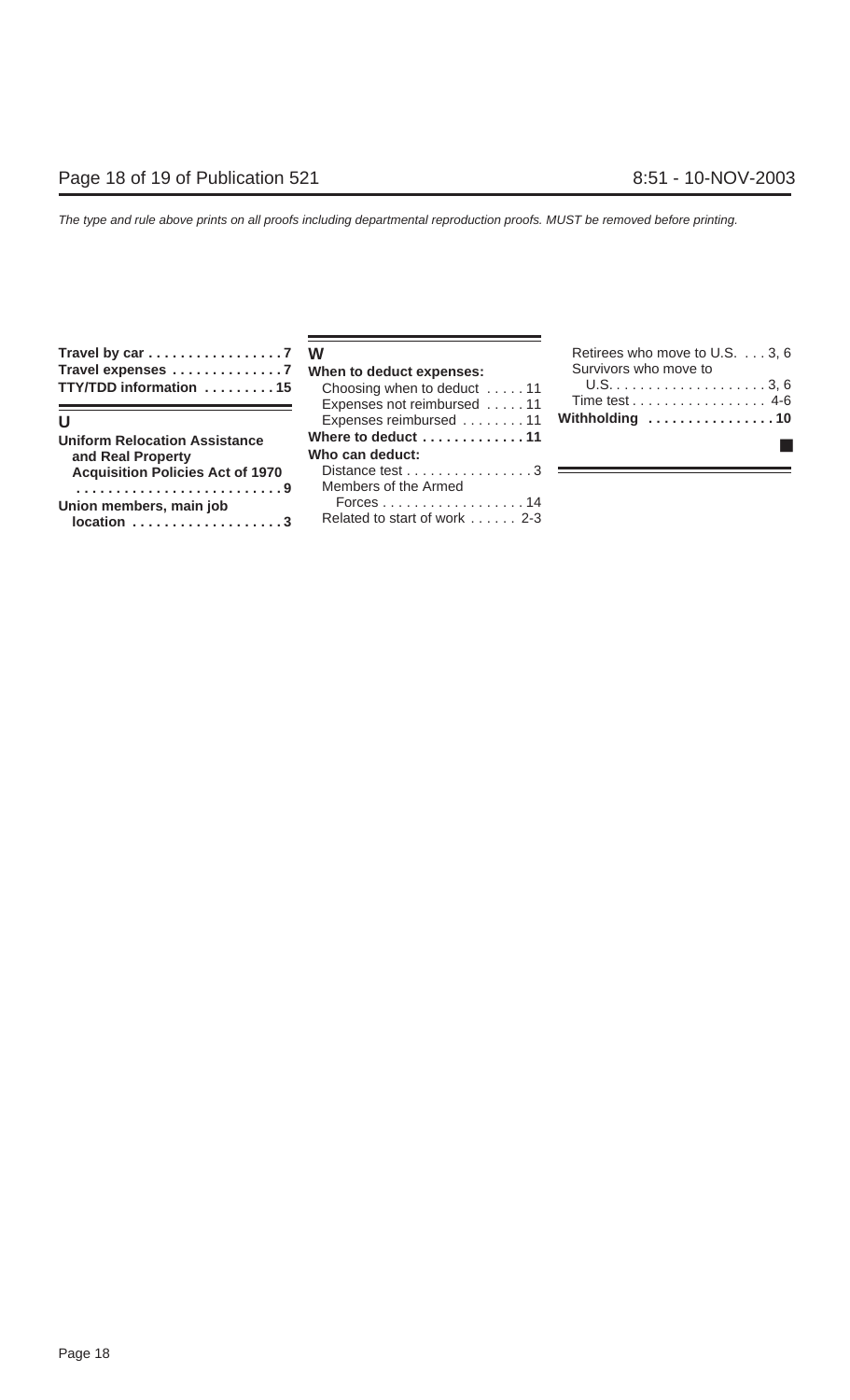**Travel by car . . . . . . . . . . . . . . . . . 7**
**Travel expenses . . . . . . . . . . . . . . 7**
**TTY/TDD information . . . . . . . . . 15**

## U

**Uniform Relocation Assistance and Real Property Acquisition Policies Act of 1970 . . . . . . . . . . . . . . . . . . . . . . . . . . 9**
**Union members, main job location . . . . . . . . . . . . . . . . . . . 3**

## W

**When to deduct expenses:**
- Choosing when to deduct . . . . . 11
- Expenses not reimbursed . . . . . 11
- Expenses reimbursed . . . . . . . . 11

**Where to deduct . . . . . . . . . . . . . 11**
**Who can deduct:**
- Distance test . . . . . . . . . . . . . . . . 3
- Members of the Armed Forces . . . . . . . . . . . . . . . . . . 14
- Related to start of work . . . . . . 2-3
- Retirees who move to U.S. . . . . 3, 6
- Survivors who move to U.S. . . . . . . . . . . . . . . . . . . . 3, 6
- Time test . . . . . . . . . . . . . . . . . 4-6

**Withholding . . . . . . . . . . . . . . . . 10**

■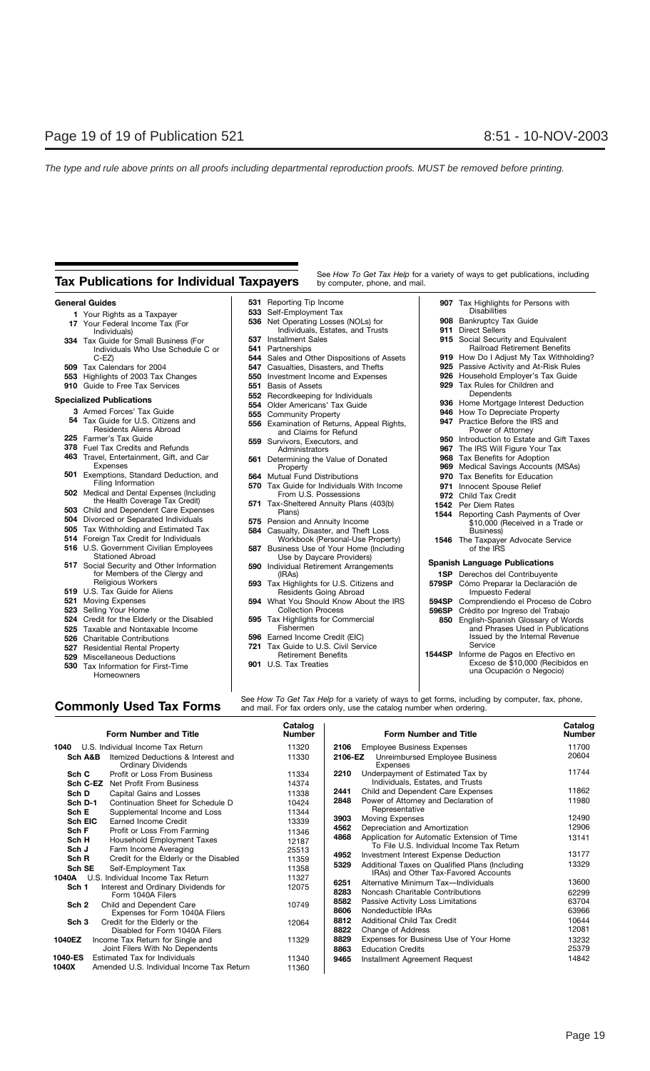## Tax Publications for Individual Taxpayers

See *How To Get Tax Help* for a variety of ways to get publications, including by computer, phone, and mail.

### General Guides

- **1** Your Rights as a Taxpayer
- **17** Your Federal Income Tax (For Individuals)
- **334** Tax Guide for Small Business (For Individuals Who Use Schedule C or C-EZ)
- **509** Tax Calendars for 2004
- **553** Highlights of 2003 Tax Changes
- **910** Guide to Free Tax Services

### Specialized Publications

- **3** Armed Forces' Tax Guide
- **54** Tax Guide for U.S. Citizens and Residents Aliens Abroad
- **225** Farmer's Tax Guide
- **378** Fuel Tax Credits and Refunds
- **463** Travel, Entertainment, Gift, and Car Expenses
- **501** Exemptions, Standard Deduction, and Filing Information
- **502** Medical and Dental Expenses (Including the Health Coverage Tax Credit)
- **503** Child and Dependent Care Expenses
- **504** Divorced or Separated Individuals
- **505** Tax Withholding and Estimated Tax
- **514** Foreign Tax Credit for Individuals
- **516** U.S. Government Civilian Employees Stationed Abroad
- **517** Social Security and Other Information for Members of the Clergy and Religious Workers
- **519** U.S. Tax Guide for Aliens
- **521** Moving Expenses
- **523** Selling Your Home
- **524** Credit for the Elderly or the Disabled
- **525** Taxable and Nontaxable Income
- **526** Charitable Contributions
- **527** Residential Rental Property
- **529** Miscellaneous Deductions
- **530** Tax Information for First-Time Homeowners
- **531** Reporting Tip Income
- **533** Self-Employment Tax
- **536** Net Operating Losses (NOLs) for Individuals, Estates, and Trusts
- **537** Installment Sales
- **541** Partnerships
- **544** Sales and Other Dispositions of Assets
- **547** Casualties, Disasters, and Thefts
- **550** Investment Income and Expenses
- **551** Basis of Assets
- **552** Recordkeeping for Individuals
- **554** Older Americans' Tax Guide
- **555** Community Property
- **556** Examination of Returns, Appeal Rights, and Claims for Refund
- **559** Survivors, Executors, and Administrators
- **561** Determining the Value of Donated Property
- **564** Mutual Fund Distributions
- **570** Tax Guide for Individuals With Income From U.S. Possessions
- **571** Tax-Sheltered Annuity Plans (403(b) Plans)
- **575** Pension and Annuity Income
- **584** Casualty, Disaster, and Theft Loss Workbook (Personal-Use Property)
- **587** Business Use of Your Home (Including Use by Daycare Providers)
- **590** Individual Retirement Arrangements (IRAs)
- **593** Tax Highlights for U.S. Citizens and Residents Going Abroad
- **594** What You Should Know About the IRS Collection Process
- **595** Tax Highlights for Commercial Fishermen
- **596** Earned Income Credit (EIC)
- **721** Tax Guide to U.S. Civil Service Retirement Benefits
- **901** U.S. Tax Treaties
- **907** Tax Highlights for Persons with Disabilities
- **908** Bankruptcy Tax Guide
- **911** Direct Sellers
- **915** Social Security and Equivalent Railroad Retirement Benefits
- **919** How Do I Adjust My Tax Withholding?
- **925** Passive Activity and At-Risk Rules
- **926** Household Employer's Tax Guide
- **929** Tax Rules for Children and Dependents
- **936** Home Mortgage Interest Deduction
- **946** How To Depreciate Property
- **947** Practice Before the IRS and Power of Attorney
- **950** Introduction to Estate and Gift Taxes
- **967** The IRS Will Figure Your Tax
- **968** Tax Benefits for Adoption
- **969** Medical Savings Accounts (MSAs)
- **970** Tax Benefits for Education
- **971** Innocent Spouse Relief
- **972** Child Tax Credit
- **1542** Per Diem Rates
- **1544** Reporting Cash Payments of Over $10,000 (Received in a Trade or Business)
- **1546** The Taxpayer Advocate Service of the IRS

### Spanish Language Publications

- **1SP** Derechos del Contribuyente
- **579SP** Cómo Preparar la Declaración de Impuesto Federal
- **594SP** Comprendiendo el Proceso de Cobro
- **596SP** Crédito por Ingreso del Trabajo
- **850** English-Spanish Glossary of Words and Phrases Used in Publications Issued by the Internal Revenue Service
- **1544SP** Informe de Pagos en Efectivo en Exceso de $10,000 (Recibidos en una Ocupación o Negocio)

## Commonly Used Tax Forms

See *How To Get Tax Help* for a variety of ways to get forms, including by computer, fax, phone, and mail. For fax orders only, use the catalog number when ordering.

| Form Number and Title | | Catalog Number |
|---|---|---|
| **1040** | U.S. Individual Income Tax Return | 11320 |
| **Sch A&B** | Itemized Deductions & Interest and Ordinary Dividends | 11330 |
| **Sch C** | Profit or Loss From Business | 11334 |
| **Sch C-EZ** | Net Profit From Business | 14374 |
| **Sch D** | Capital Gains and Losses | 11338 |
| **Sch D-1** | Continuation Sheet for Schedule D | 10424 |
| **Sch E** | Supplemental Income and Loss | 11344 |
| **Sch EIC** | Earned Income Credit | 13339 |
| **Sch F** | Profit or Loss From Farming | 11346 |
| **Sch H** | Household Employment Taxes | 12187 |
| **Sch J** | Farm Income Averaging | 25513 |
| **Sch R** | Credit for the Elderly or the Disabled | 11359 |
| **Sch SE** | Self-Employment Tax | 11358 |
| **1040A** | U.S. Individual Income Tax Return | 11327 |
| **Sch 1** | Interest and Ordinary Dividends for Form 1040A Filers | 12075 |
| **Sch 2** | Child and Dependent Care Expenses for Form 1040A Filers | 10749 |
| **Sch 3** | Credit for the Elderly or the Disabled for Form 1040A Filers | 12064 |
| **1040EZ** | Income Tax Return for Single and Joint Filers With No Dependents | 11329 |
| **1040-ES** | Estimated Tax for Individuals | 11340 |
| **1040X** | Amended U.S. Individual Income Tax Return | 11360 |

| Form Number and Title | | Catalog Number |
|---|---|---|
| **2106** | Employee Business Expenses | 11700 |
| **2106-EZ** | Unreimbursed Employee Business Expenses | 20604 |
| **2210** | Underpayment of Estimated Tax by Individuals, Estates, and Trusts | 11744 |
| **2441** | Child and Dependent Care Expenses | 11862 |
| **2848** | Power of Attorney and Declaration of Representative | 11980 |
| **3903** | Moving Expenses | 12490 |
| **4562** | Depreciation and Amortization | 12906 |
| **4868** | Application for Automatic Extension of Time To File U.S. Individual Income Tax Return | 13141 |
| **4952** | Investment Interest Expense Deduction | 13177 |
| **5329** | Additional Taxes on Qualified Plans (Including IRAs) and Other Tax-Favored Accounts | 13329 |
| **6251** | Alternative Minimum Tax—Individuals | 13600 |
| **8283** | Noncash Charitable Contributions | 62299 |
| **8582** | Passive Activity Loss Limitations | 63704 |
| **8606** | Nondeductible IRAs | 63966 |
| **8812** | Additional Child Tax Credit | 10644 |
| **8822** | Change of Address | 12081 |
| **8829** | Expenses for Business Use of Your Home | 13232 |
| **8863** | Education Credits | 25379 |
| **9465** | Installment Agreement Request | 14842 |